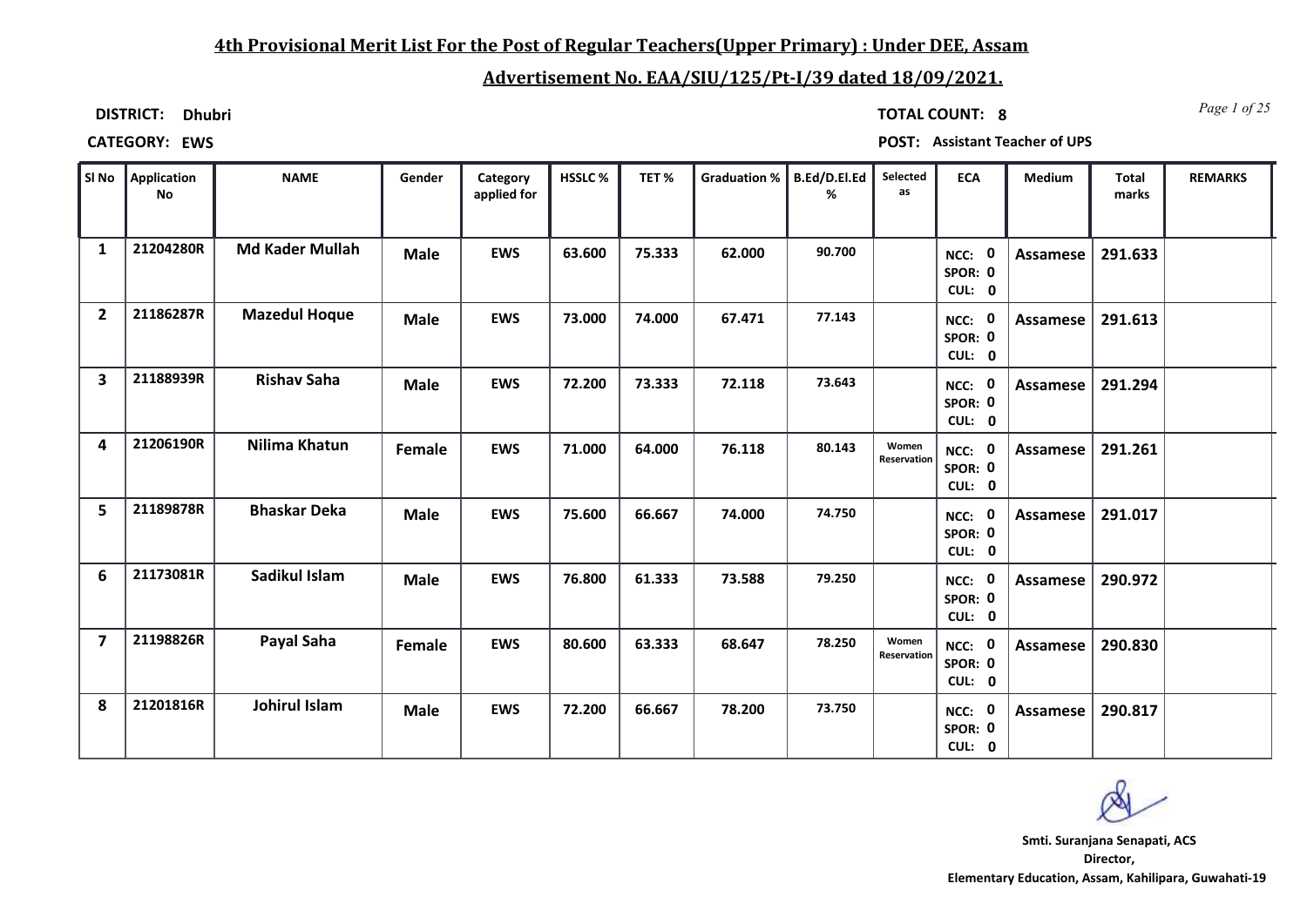## 4th Provisional Merit List For the Post of Regular Teachers(Upper Primary) : Under DEE, Assam

## Advertisement No. EAA/SIU/125/Pt-I/39 dated 18/09/2021.

**DISTRICT:** Dhubri

**TOTAL COUNT:** 8

**CATEGORY:** EWS

**POST:** Assistant Teacher of UPS

| Sl No | Application No | NAME | Gender | Category applied for | HSSLC % | TET % | Graduation % | B.Ed/D.El.Ed % | Selected as | ECA | Medium | Total marks | REMARKS |
|---|---|---|---|---|---|---|---|---|---|---|---|---|---|
| 1 | 21204280R | Md Kader Mullah | Male | EWS | 63.600 | 75.333 | 62.000 | 90.700 | | NCC: 0 SPOR: 0 CUL: 0 | Assamese | 291.633 | |
| 2 | 21186287R | Mazedul Hoque | Male | EWS | 73.000 | 74.000 | 67.471 | 77.143 | | NCC: 0 SPOR: 0 CUL: 0 | Assamese | 291.613 | |
| 3 | 21188939R | Rishav Saha | Male | EWS | 72.200 | 73.333 | 72.118 | 73.643 | | NCC: 0 SPOR: 0 CUL: 0 | Assamese | 291.294 | |
| 4 | 21206190R | Nilima Khatun | Female | EWS | 71.000 | 64.000 | 76.118 | 80.143 | Women Reservation | NCC: 0 SPOR: 0 CUL: 0 | Assamese | 291.261 | |
| 5 | 21189878R | Bhaskar Deka | Male | EWS | 75.600 | 66.667 | 74.000 | 74.750 | | NCC: 0 SPOR: 0 CUL: 0 | Assamese | 291.017 | |
| 6 | 21173081R | Sadikul Islam | Male | EWS | 76.800 | 61.333 | 73.588 | 79.250 | | NCC: 0 SPOR: 0 CUL: 0 | Assamese | 290.972 | |
| 7 | 21198826R | Payal Saha | Female | EWS | 80.600 | 63.333 | 68.647 | 78.250 | Women Reservation | NCC: 0 SPOR: 0 CUL: 0 | Assamese | 290.830 | |
| 8 | 21201816R | Johirul Islam | Male | EWS | 72.200 | 66.667 | 78.200 | 73.750 | | NCC: 0 SPOR: 0 CUL: 0 | Assamese | 290.817 | |

Smti. Suranjana Senapati, ACS
Director,
Elementary Education, Assam, Kahilipara, Guwahati-19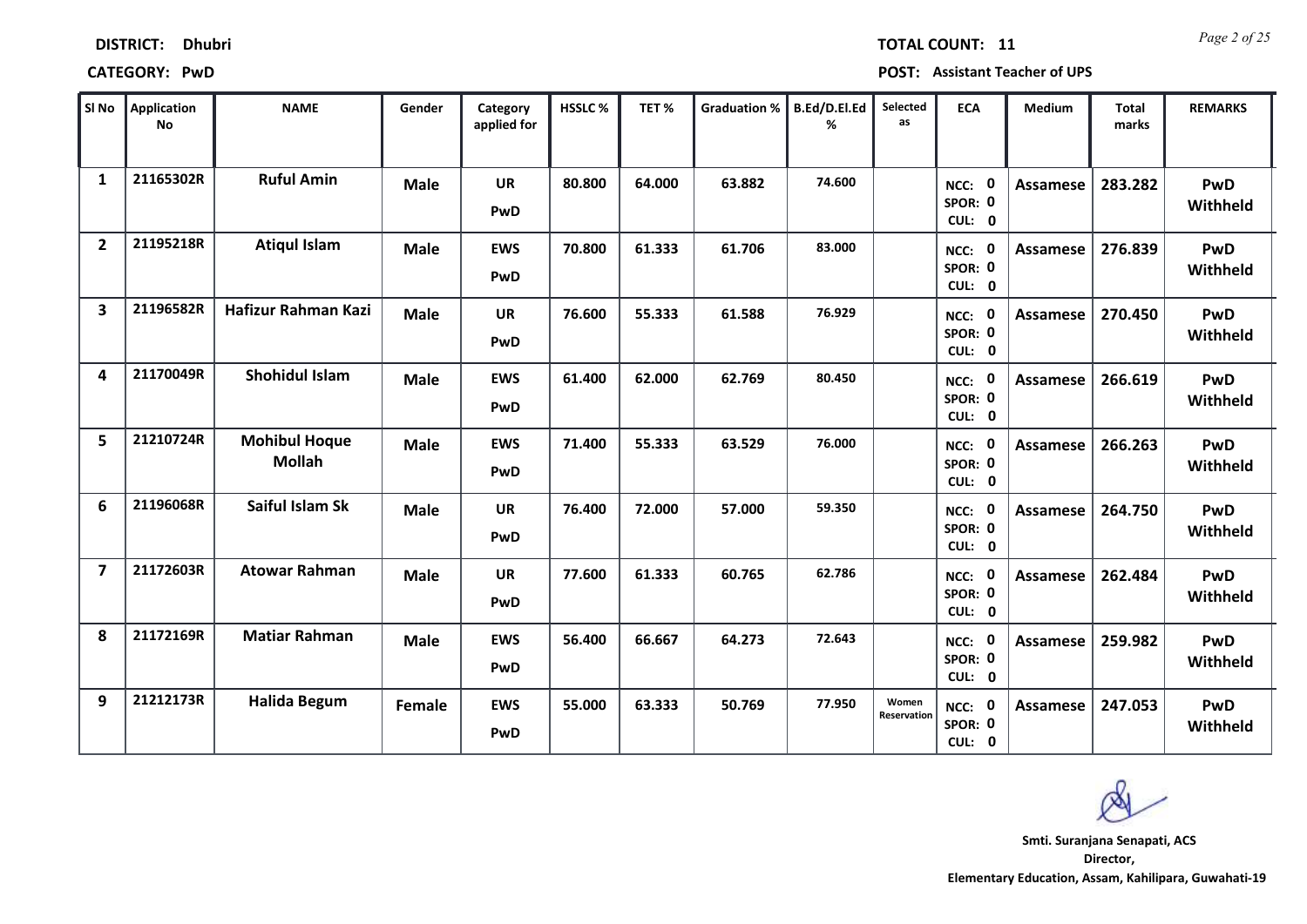**DISTRICT:** Dhubri

**TOTAL COUNT:** 11

**CATEGORY:** PwD

**POST:** Assistant Teacher of UPS

| Sl No | Application No | NAME | Gender | Category applied for | HSSLC % | TET % | Graduation % | B.Ed/D.El.Ed % | Selected as | ECA | Medium | Total marks | REMARKS |
|---|---|---|---|---|---|---|---|---|---|---|---|---|---|
| 1 | 21165302R | Ruful Amin | Male | UR PwD | 80.800 | 64.000 | 63.882 | 74.600 | | NCC: 0 SPOR: 0 CUL: 0 | Assamese | 283.282 | PwD Withheld |
| 2 | 21195218R | Atiqul Islam | Male | EWS PwD | 70.800 | 61.333 | 61.706 | 83.000 | | NCC: 0 SPOR: 0 CUL: 0 | Assamese | 276.839 | PwD Withheld |
| 3 | 21196582R | Hafizur Rahman Kazi | Male | UR PwD | 76.600 | 55.333 | 61.588 | 76.929 | | NCC: 0 SPOR: 0 CUL: 0 | Assamese | 270.450 | PwD Withheld |
| 4 | 21170049R | Shohidul Islam | Male | EWS PwD | 61.400 | 62.000 | 62.769 | 80.450 | | NCC: 0 SPOR: 0 CUL: 0 | Assamese | 266.619 | PwD Withheld |
| 5 | 21210724R | Mohibul Hoque Mollah | Male | EWS PwD | 71.400 | 55.333 | 63.529 | 76.000 | | NCC: 0 SPOR: 0 CUL: 0 | Assamese | 266.263 | PwD Withheld |
| 6 | 21196068R | Saiful Islam Sk | Male | UR PwD | 76.400 | 72.000 | 57.000 | 59.350 | | NCC: 0 SPOR: 0 CUL: 0 | Assamese | 264.750 | PwD Withheld |
| 7 | 21172603R | Atowar Rahman | Male | UR PwD | 77.600 | 61.333 | 60.765 | 62.786 | | NCC: 0 SPOR: 0 CUL: 0 | Assamese | 262.484 | PwD Withheld |
| 8 | 21172169R | Matiar Rahman | Male | EWS PwD | 56.400 | 66.667 | 64.273 | 72.643 | | NCC: 0 SPOR: 0 CUL: 0 | Assamese | 259.982 | PwD Withheld |
| 9 | 21212173R | Halida Begum | Female | EWS PwD | 55.000 | 63.333 | 50.769 | 77.950 | Women Reservation | NCC: 0 SPOR: 0 CUL: 0 | Assamese | 247.053 | PwD Withheld |

Smti. Suranjana Senapati, ACS
Director,
Elementary Education, Assam, Kahilipara, Guwahati-19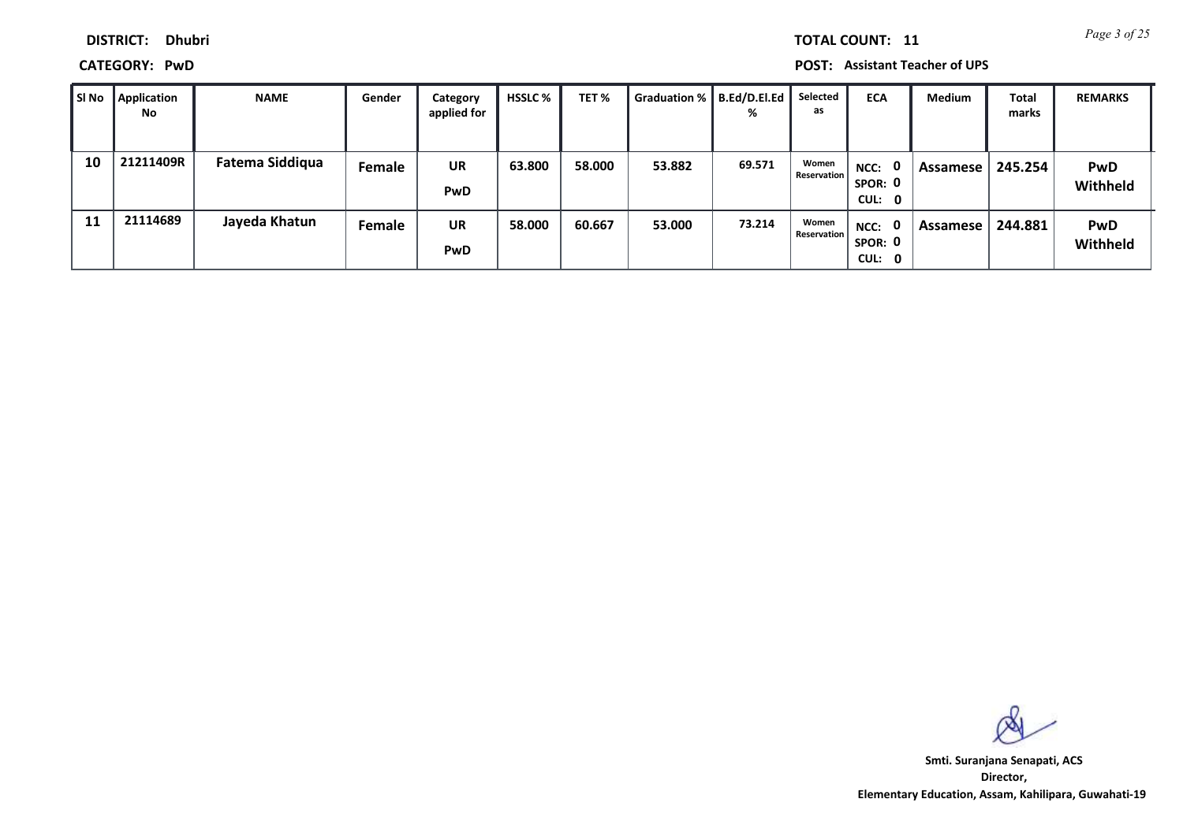**DISTRICT:** Dhubri

**TOTAL COUNT:** 11

**CATEGORY:** PwD

**POST:** Assistant Teacher of UPS

| Sl No | Application No | NAME | Gender | Category applied for | HSSLC % | TET % | Graduation % | B.Ed/D.El.Ed % | Selected as | ECA | Medium | Total marks | REMARKS |
|---|---|---|---|---|---|---|---|---|---|---|---|---|---|
| 10 | 21211409R | Fatema Siddiqua | Female | UR PwD | 63.800 | 58.000 | 53.882 | 69.571 | Women Reservation | NCC: 0 SPOR: 0 CUL: 0 | Assamese | 245.254 | PwD Withheld |
| 11 | 21114689 | Jayeda Khatun | Female | UR PwD | 58.000 | 60.667 | 53.000 | 73.214 | Women Reservation | NCC: 0 SPOR: 0 CUL: 0 | Assamese | 244.881 | PwD Withheld |

**Smti. Suranjana Senapati, ACS**
**Director,**
**Elementary Education, Assam, Kahilipara, Guwahati-19**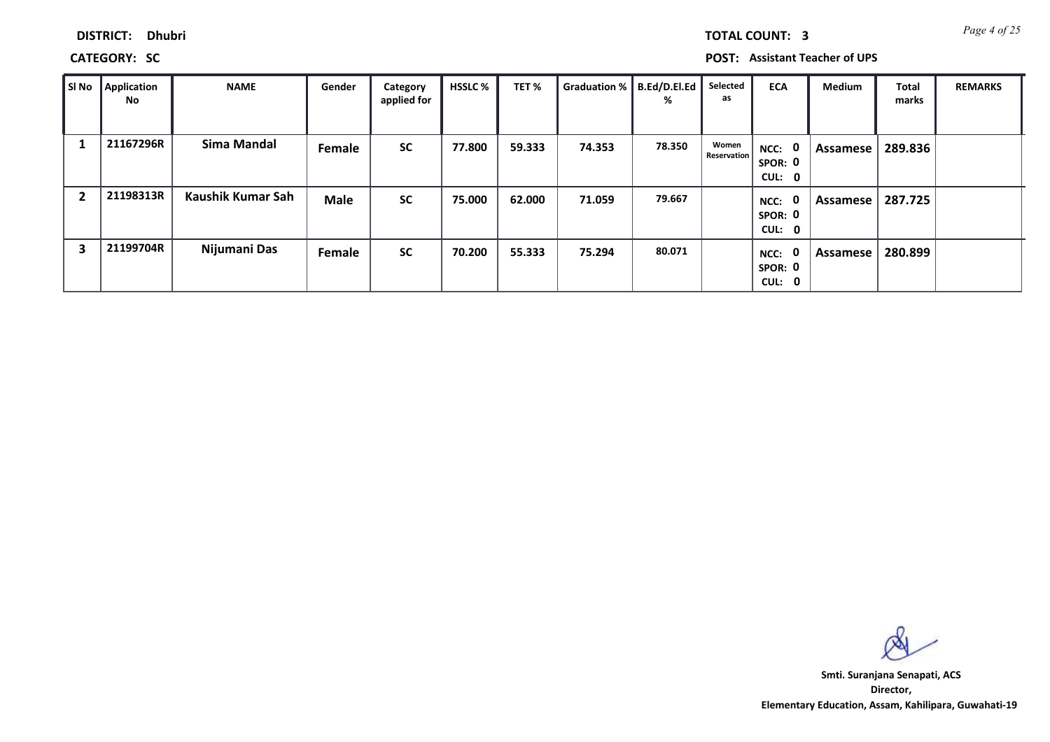**DISTRICT:** Dhubri

**TOTAL COUNT:** 3

**CATEGORY:** SC

**POST:** Assistant Teacher of UPS

| Sl No | Application No | NAME | Gender | Category applied for | HSSLC % | TET % | Graduation % | B.Ed/D.El.Ed % | Selected as | ECA | Medium | Total marks | REMARKS |
|---|---|---|---|---|---|---|---|---|---|---|---|---|---|
| 1 | 21167296R | Sima Mandal | Female | SC | 77.800 | 59.333 | 74.353 | 78.350 | Women Reservation | NCC: 0 SPOR: 0 CUL: 0 | Assamese | 289.836 | |
| 2 | 21198313R | Kaushik Kumar Sah | Male | SC | 75.000 | 62.000 | 71.059 | 79.667 | | NCC: 0 SPOR: 0 CUL: 0 | Assamese | 287.725 | |
| 3 | 21199704R | Nijumani Das | Female | SC | 70.200 | 55.333 | 75.294 | 80.071 | | NCC: 0 SPOR: 0 CUL: 0 | Assamese | 280.899 | |

**Smti. Suranjana Senapati, ACS**
**Director,**
**Elementary Education, Assam, Kahilipara, Guwahati-19**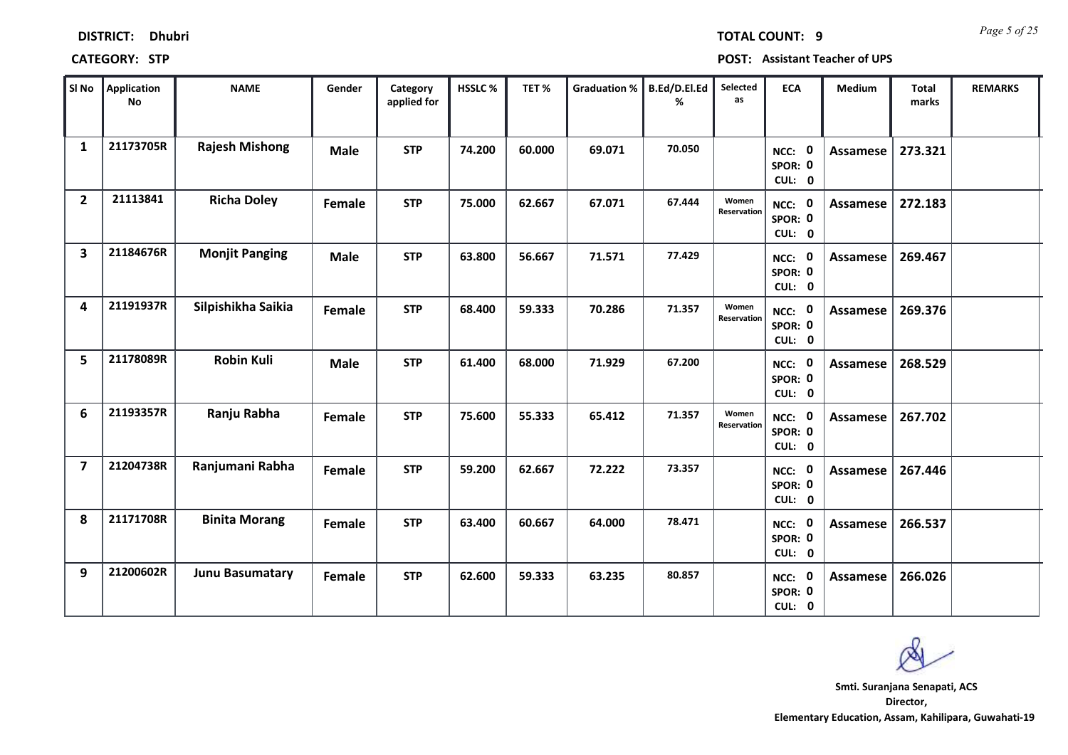**DISTRICT:** Dhubri

**TOTAL COUNT:** 9

**CATEGORY:** STP

**POST:** Assistant Teacher of UPS

| Sl No | Application No | NAME | Gender | Category applied for | HSSLC % | TET % | Graduation % | B.Ed/D.El.Ed % | Selected as | ECA | Medium | Total marks | REMARKS |
|---|---|---|---|---|---|---|---|---|---|---|---|---|---|
| 1 | 21173705R | Rajesh Mishong | Male | STP | 74.200 | 60.000 | 69.071 | 70.050 | | NCC: 0 SPOR: 0 CUL: 0 | Assamese | 273.321 | |
| 2 | 21113841 | Richa Doley | Female | STP | 75.000 | 62.667 | 67.071 | 67.444 | Women Reservation | NCC: 0 SPOR: 0 CUL: 0 | Assamese | 272.183 | |
| 3 | 21184676R | Monjit Panging | Male | STP | 63.800 | 56.667 | 71.571 | 77.429 | | NCC: 0 SPOR: 0 CUL: 0 | Assamese | 269.467 | |
| 4 | 21191937R | Silpishikha Saikia | Female | STP | 68.400 | 59.333 | 70.286 | 71.357 | Women Reservation | NCC: 0 SPOR: 0 CUL: 0 | Assamese | 269.376 | |
| 5 | 21178089R | Robin Kuli | Male | STP | 61.400 | 68.000 | 71.929 | 67.200 | | NCC: 0 SPOR: 0 CUL: 0 | Assamese | 268.529 | |
| 6 | 21193357R | Ranju Rabha | Female | STP | 75.600 | 55.333 | 65.412 | 71.357 | Women Reservation | NCC: 0 SPOR: 0 CUL: 0 | Assamese | 267.702 | |
| 7 | 21204738R | Ranjumani Rabha | Female | STP | 59.200 | 62.667 | 72.222 | 73.357 | | NCC: 0 SPOR: 0 CUL: 0 | Assamese | 267.446 | |
| 8 | 21171708R | Binita Morang | Female | STP | 63.400 | 60.667 | 64.000 | 78.471 | | NCC: 0 SPOR: 0 CUL: 0 | Assamese | 266.537 | |
| 9 | 21200602R | Junu Basumatary | Female | STP | 62.600 | 59.333 | 63.235 | 80.857 | | NCC: 0 SPOR: 0 CUL: 0 | Assamese | 266.026 | |

Smti. Suranjana Senapati, ACS
Director,
Elementary Education, Assam, Kahilipara, Guwahati-19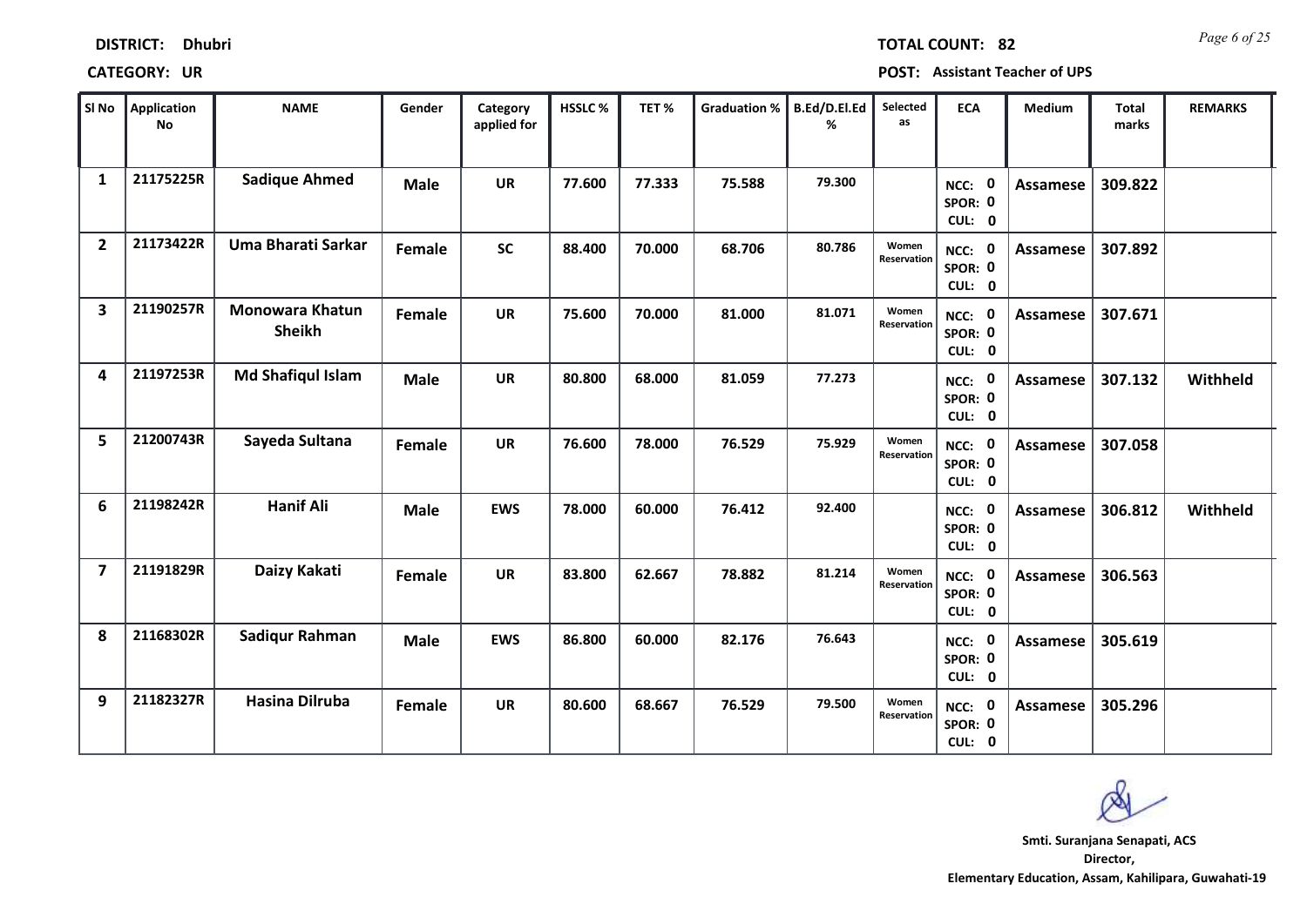**DISTRICT:** Dhubri

**TOTAL COUNT:** 82

**CATEGORY:** UR

**POST:** Assistant Teacher of UPS

| Sl No | Application No | NAME | Gender | Category applied for | HSSLC % | TET % | Graduation % | B.Ed/D.El.Ed % | Selected as | ECA | Medium | Total marks | REMARKS |
|---|---|---|---|---|---|---|---|---|---|---|---|---|---|
| 1 | 21175225R | Sadique Ahmed | Male | UR | 77.600 | 77.333 | 75.588 | 79.300 | | NCC: 0 SPOR: 0 CUL: 0 | Assamese | 309.822 | |
| 2 | 21173422R | Uma Bharati Sarkar | Female | SC | 88.400 | 70.000 | 68.706 | 80.786 | Women Reservation | NCC: 0 SPOR: 0 CUL: 0 | Assamese | 307.892 | |
| 3 | 21190257R | Monowara Khatun Sheikh | Female | UR | 75.600 | 70.000 | 81.000 | 81.071 | Women Reservation | NCC: 0 SPOR: 0 CUL: 0 | Assamese | 307.671 | |
| 4 | 21197253R | Md Shafiqul Islam | Male | UR | 80.800 | 68.000 | 81.059 | 77.273 | | NCC: 0 SPOR: 0 CUL: 0 | Assamese | 307.132 | Withheld |
| 5 | 21200743R | Sayeda Sultana | Female | UR | 76.600 | 78.000 | 76.529 | 75.929 | Women Reservation | NCC: 0 SPOR: 0 CUL: 0 | Assamese | 307.058 | |
| 6 | 21198242R | Hanif Ali | Male | EWS | 78.000 | 60.000 | 76.412 | 92.400 | | NCC: 0 SPOR: 0 CUL: 0 | Assamese | 306.812 | Withheld |
| 7 | 21191829R | Daizy Kakati | Female | UR | 83.800 | 62.667 | 78.882 | 81.214 | Women Reservation | NCC: 0 SPOR: 0 CUL: 0 | Assamese | 306.563 | |
| 8 | 21168302R | Sadiqur Rahman | Male | EWS | 86.800 | 60.000 | 82.176 | 76.643 | | NCC: 0 SPOR: 0 CUL: 0 | Assamese | 305.619 | |
| 9 | 21182327R | Hasina Dilruba | Female | UR | 80.600 | 68.667 | 76.529 | 79.500 | Women Reservation | NCC: 0 SPOR: 0 CUL: 0 | Assamese | 305.296 | |

Smti. Suranjana Senapati, ACS
Director,
Elementary Education, Assam, Kahilipara, Guwahati-19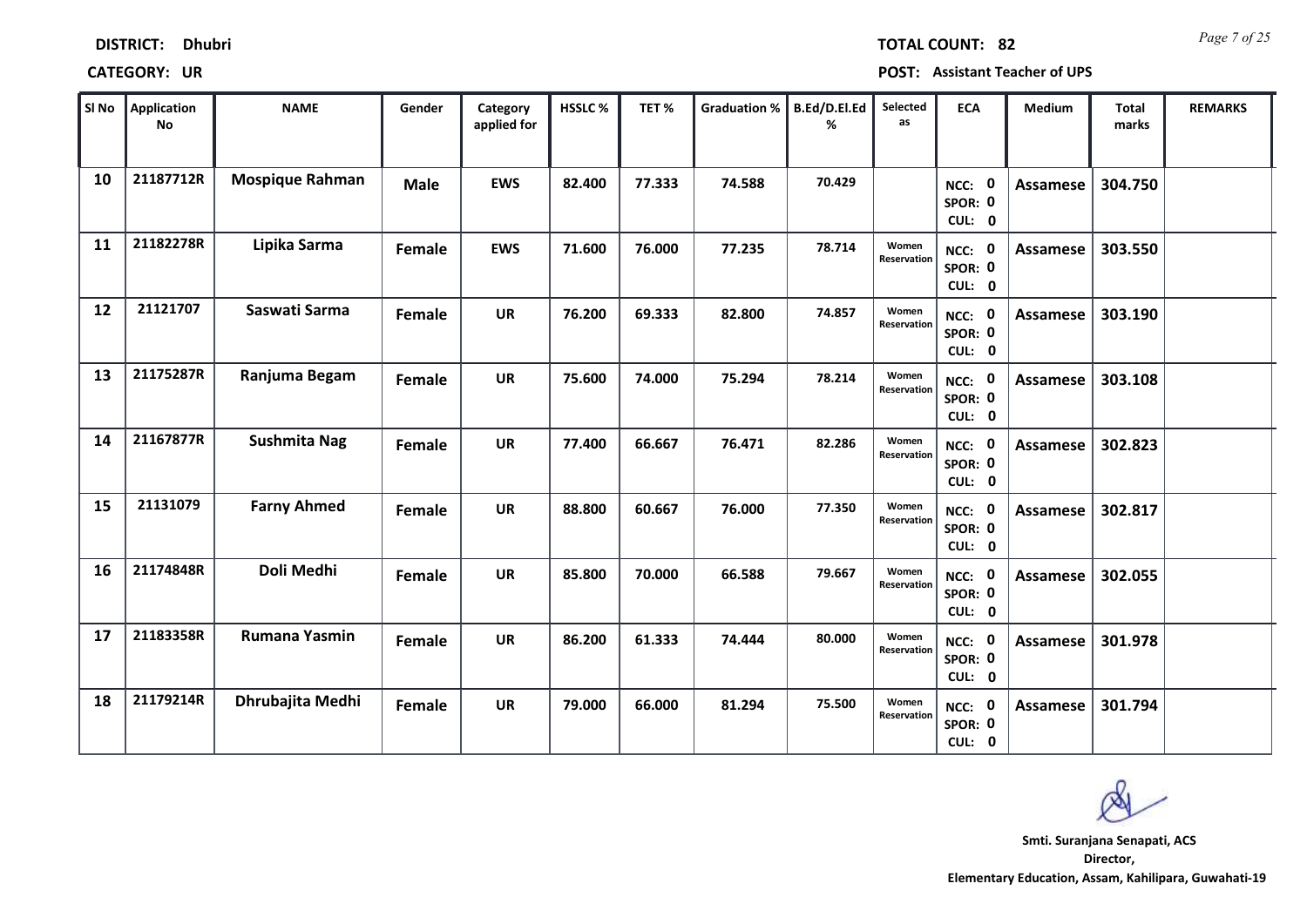**DISTRICT:** Dhubri **TOTAL COUNT:** 82

**CATEGORY:** UR **POST:** Assistant Teacher of UPS

| Sl No | Application No | NAME | Gender | Category applied for | HSSLC % | TET % | Graduation % | B.Ed/D.El.Ed % | Selected as | ECA | Medium | Total marks | REMARKS |
|---|---|---|---|---|---|---|---|---|---|---|---|---|---|
| 10 | 21187712R | Mospique Rahman | Male | EWS | 82.400 | 77.333 | 74.588 | 70.429 | | NCC: 0 SPOR: 0 CUL: 0 | Assamese | 304.750 | |
| 11 | 21182278R | Lipika Sarma | Female | EWS | 71.600 | 76.000 | 77.235 | 78.714 | Women Reservation | NCC: 0 SPOR: 0 CUL: 0 | Assamese | 303.550 | |
| 12 | 21121707 | Saswati Sarma | Female | UR | 76.200 | 69.333 | 82.800 | 74.857 | Women Reservation | NCC: 0 SPOR: 0 CUL: 0 | Assamese | 303.190 | |
| 13 | 21175287R | Ranjuma Begam | Female | UR | 75.600 | 74.000 | 75.294 | 78.214 | Women Reservation | NCC: 0 SPOR: 0 CUL: 0 | Assamese | 303.108 | |
| 14 | 21167877R | Sushmita Nag | Female | UR | 77.400 | 66.667 | 76.471 | 82.286 | Women Reservation | NCC: 0 SPOR: 0 CUL: 0 | Assamese | 302.823 | |
| 15 | 21131079 | Farny Ahmed | Female | UR | 88.800 | 60.667 | 76.000 | 77.350 | Women Reservation | NCC: 0 SPOR: 0 CUL: 0 | Assamese | 302.817 | |
| 16 | 21174848R | Doli Medhi | Female | UR | 85.800 | 70.000 | 66.588 | 79.667 | Women Reservation | NCC: 0 SPOR: 0 CUL: 0 | Assamese | 302.055 | |
| 17 | 21183358R | Rumana Yasmin | Female | UR | 86.200 | 61.333 | 74.444 | 80.000 | Women Reservation | NCC: 0 SPOR: 0 CUL: 0 | Assamese | 301.978 | |
| 18 | 21179214R | Dhrubajita Medhi | Female | UR | 79.000 | 66.000 | 81.294 | 75.500 | Women Reservation | NCC: 0 SPOR: 0 CUL: 0 | Assamese | 301.794 | |

**Smti. Suranjana Senapati, ACS**
**Director,**
**Elementary Education, Assam, Kahilipara, Guwahati-19**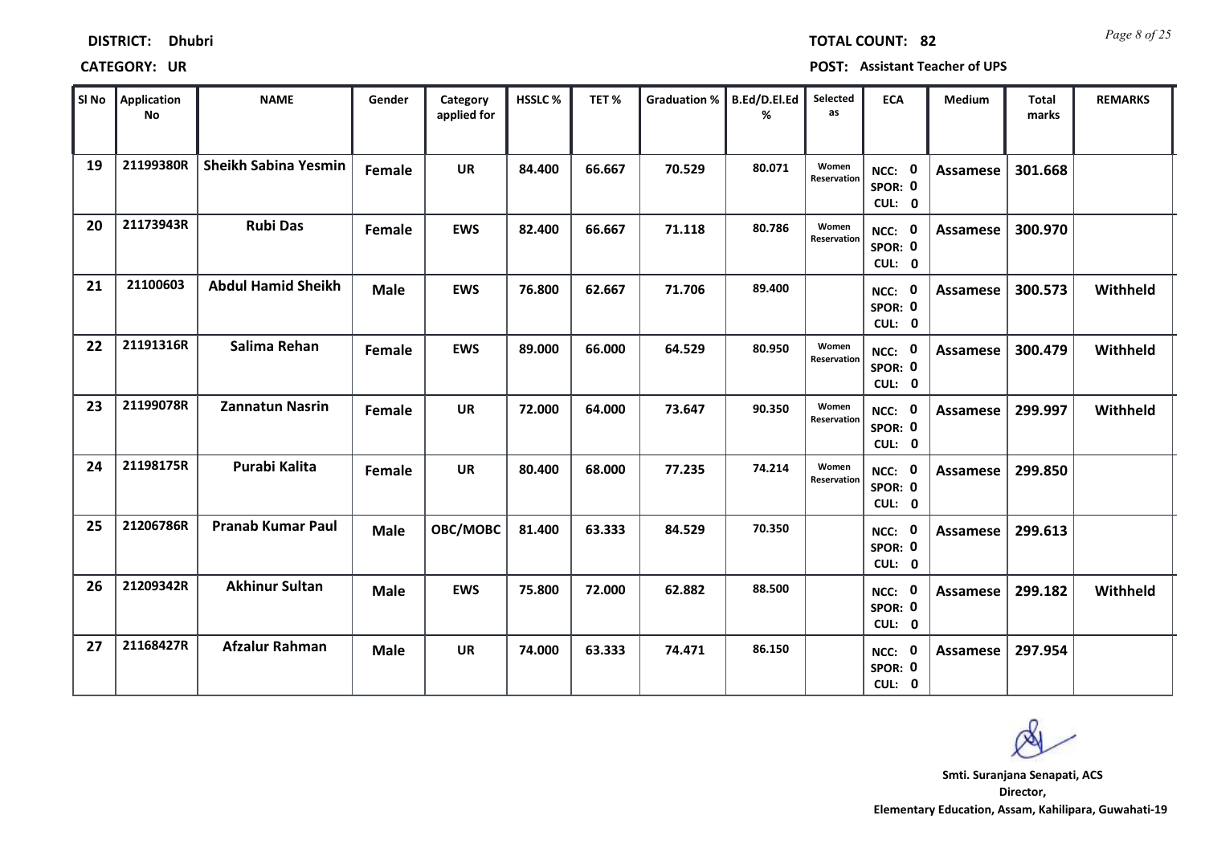**DISTRICT:** Dhubri

**TOTAL COUNT:** 82

**CATEGORY:** UR

**POST:** Assistant Teacher of UPS

| Sl No | Application No | NAME | Gender | Category applied for | HSSLC % | TET % | Graduation % | B.Ed/D.El.Ed % | Selected as | ECA | Medium | Total marks | REMARKS |
|---|---|---|---|---|---|---|---|---|---|---|---|---|---|
| 19 | 21199380R | Sheikh Sabina Yesmin | Female | UR | 84.400 | 66.667 | 70.529 | 80.071 | Women Reservation | NCC: 0 SPOR: 0 CUL: 0 | Assamese | 301.668 | |
| 20 | 21173943R | Rubi Das | Female | EWS | 82.400 | 66.667 | 71.118 | 80.786 | Women Reservation | NCC: 0 SPOR: 0 CUL: 0 | Assamese | 300.970 | |
| 21 | 21100603 | Abdul Hamid Sheikh | Male | EWS | 76.800 | 62.667 | 71.706 | 89.400 | | NCC: 0 SPOR: 0 CUL: 0 | Assamese | 300.573 | Withheld |
| 22 | 21191316R | Salima Rehan | Female | EWS | 89.000 | 66.000 | 64.529 | 80.950 | Women Reservation | NCC: 0 SPOR: 0 CUL: 0 | Assamese | 300.479 | Withheld |
| 23 | 21199078R | Zannatun Nasrin | Female | UR | 72.000 | 64.000 | 73.647 | 90.350 | Women Reservation | NCC: 0 SPOR: 0 CUL: 0 | Assamese | 299.997 | Withheld |
| 24 | 21198175R | Purabi Kalita | Female | UR | 80.400 | 68.000 | 77.235 | 74.214 | Women Reservation | NCC: 0 SPOR: 0 CUL: 0 | Assamese | 299.850 | |
| 25 | 21206786R | Pranab Kumar Paul | Male | OBC/MOBC | 81.400 | 63.333 | 84.529 | 70.350 | | NCC: 0 SPOR: 0 CUL: 0 | Assamese | 299.613 | |
| 26 | 21209342R | Akhinur Sultan | Male | EWS | 75.800 | 72.000 | 62.882 | 88.500 | | NCC: 0 SPOR: 0 CUL: 0 | Assamese | 299.182 | Withheld |
| 27 | 21168427R | Afzalur Rahman | Male | UR | 74.000 | 63.333 | 74.471 | 86.150 | | NCC: 0 SPOR: 0 CUL: 0 | Assamese | 297.954 | |

**Smti. Suranjana Senapati, ACS**
Director,
Elementary Education, Assam, Kahilipara, Guwahati-19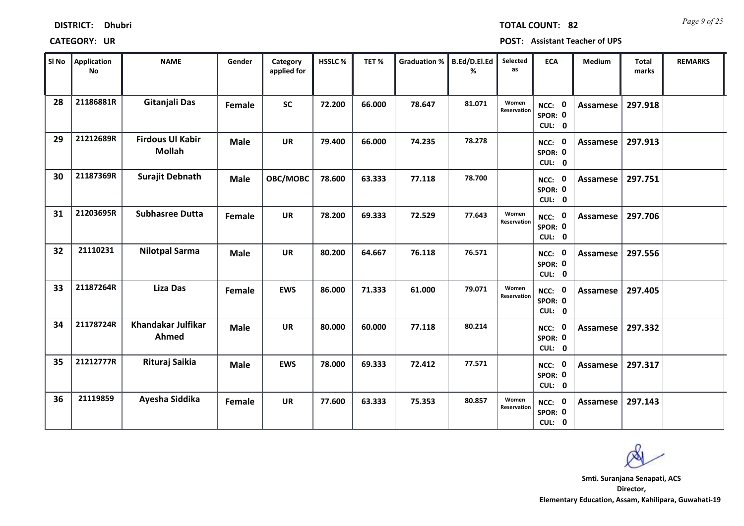**DISTRICT:** Dhubri **TOTAL COUNT:** 82

**CATEGORY:** UR **POST:** Assistant Teacher of UPS

| Sl No | Application No | NAME | Gender | Category applied for | HSSLC % | TET % | Graduation % | B.Ed/D.El.Ed % | Selected as | ECA | Medium | Total marks | REMARKS |
|---|---|---|---|---|---|---|---|---|---|---|---|---|---|
| 28 | 21186881R | Gitanjali Das | Female | SC | 72.200 | 66.000 | 78.647 | 81.071 | Women Reservation | NCC: 0 SPOR: 0 CUL: 0 | Assamese | 297.918 | |
| 29 | 21212689R | Firdous Ul Kabir Mollah | Male | UR | 79.400 | 66.000 | 74.235 | 78.278 | | NCC: 0 SPOR: 0 CUL: 0 | Assamese | 297.913 | |
| 30 | 21187369R | Surajit Debnath | Male | OBC/MOBC | 78.600 | 63.333 | 77.118 | 78.700 | | NCC: 0 SPOR: 0 CUL: 0 | Assamese | 297.751 | |
| 31 | 21203695R | Subhasree Dutta | Female | UR | 78.200 | 69.333 | 72.529 | 77.643 | Women Reservation | NCC: 0 SPOR: 0 CUL: 0 | Assamese | 297.706 | |
| 32 | 21110231 | Nilotpal Sarma | Male | UR | 80.200 | 64.667 | 76.118 | 76.571 | | NCC: 0 SPOR: 0 CUL: 0 | Assamese | 297.556 | |
| 33 | 21187264R | Liza Das | Female | EWS | 86.000 | 71.333 | 61.000 | 79.071 | Women Reservation | NCC: 0 SPOR: 0 CUL: 0 | Assamese | 297.405 | |
| 34 | 21178724R | Khandakar Julfikar Ahmed | Male | UR | 80.000 | 60.000 | 77.118 | 80.214 | | NCC: 0 SPOR: 0 CUL: 0 | Assamese | 297.332 | |
| 35 | 21212777R | Rituraj Saikia | Male | EWS | 78.000 | 69.333 | 72.412 | 77.571 | | NCC: 0 SPOR: 0 CUL: 0 | Assamese | 297.317 | |
| 36 | 21119859 | Ayesha Siddika | Female | UR | 77.600 | 63.333 | 75.353 | 80.857 | Women Reservation | NCC: 0 SPOR: 0 CUL: 0 | Assamese | 297.143 | |

Smti. Suranjana Senapati, ACS
Director,
Elementary Education, Assam, Kahilipara, Guwahati-19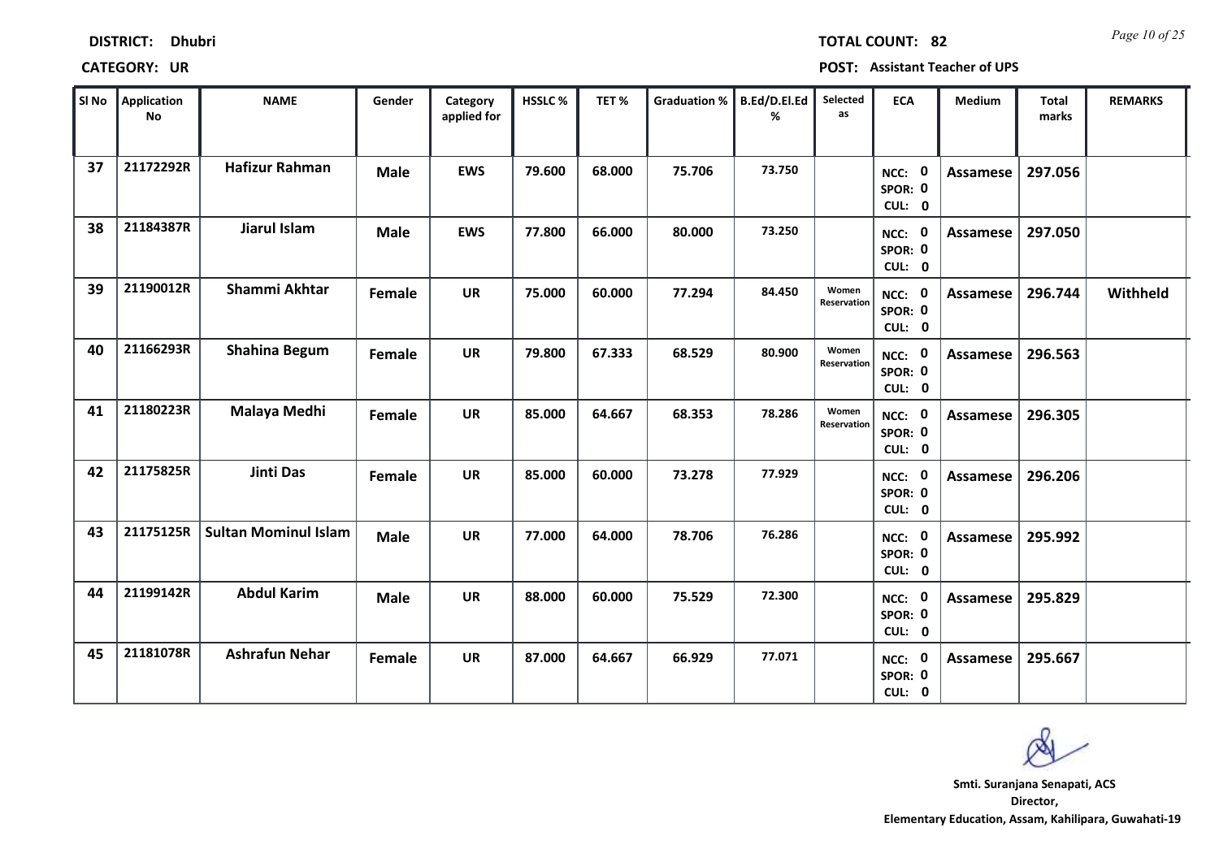**DISTRICT:** Dhubri

**TOTAL COUNT:** 82

**CATEGORY:** UR

**POST:** Assistant Teacher of UPS

| Sl No | Application No | NAME | Gender | Category applied for | HSSLC % | TET % | Graduation % | B.Ed/D.El.Ed % | Selected as | ECA | Medium | Total marks | REMARKS |
|---|---|---|---|---|---|---|---|---|---|---|---|---|---|
| 37 | 21172292R | Hafizur Rahman | Male | EWS | 79.600 | 68.000 | 75.706 | 73.750 | | NCC: 0 SPOR: 0 CUL: 0 | Assamese | 297.056 | |
| 38 | 21184387R | Jiarul Islam | Male | EWS | 77.800 | 66.000 | 80.000 | 73.250 | | NCC: 0 SPOR: 0 CUL: 0 | Assamese | 297.050 | |
| 39 | 21190012R | Shammi Akhtar | Female | UR | 75.000 | 60.000 | 77.294 | 84.450 | Women Reservation | NCC: 0 SPOR: 0 CUL: 0 | Assamese | 296.744 | Withheld |
| 40 | 21166293R | Shahina Begum | Female | UR | 79.800 | 67.333 | 68.529 | 80.900 | Women Reservation | NCC: 0 SPOR: 0 CUL: 0 | Assamese | 296.563 | |
| 41 | 21180223R | Malaya Medhi | Female | UR | 85.000 | 64.667 | 68.353 | 78.286 | Women Reservation | NCC: 0 SPOR: 0 CUL: 0 | Assamese | 296.305 | |
| 42 | 21175825R | Jinti Das | Female | UR | 85.000 | 60.000 | 73.278 | 77.929 | | NCC: 0 SPOR: 0 CUL: 0 | Assamese | 296.206 | |
| 43 | 21175125R | Sultan Mominul Islam | Male | UR | 77.000 | 64.000 | 78.706 | 76.286 | | NCC: 0 SPOR: 0 CUL: 0 | Assamese | 295.992 | |
| 44 | 21199142R | Abdul Karim | Male | UR | 88.000 | 60.000 | 75.529 | 72.300 | | NCC: 0 SPOR: 0 CUL: 0 | Assamese | 295.829 | |
| 45 | 21181078R | Ashrafun Nehar | Female | UR | 87.000 | 64.667 | 66.929 | 77.071 | | NCC: 0 SPOR: 0 CUL: 0 | Assamese | 295.667 | |

Smti. Suranjana Senapati, ACS
Director,
Elementary Education, Assam, Kahilipara, Guwahati-19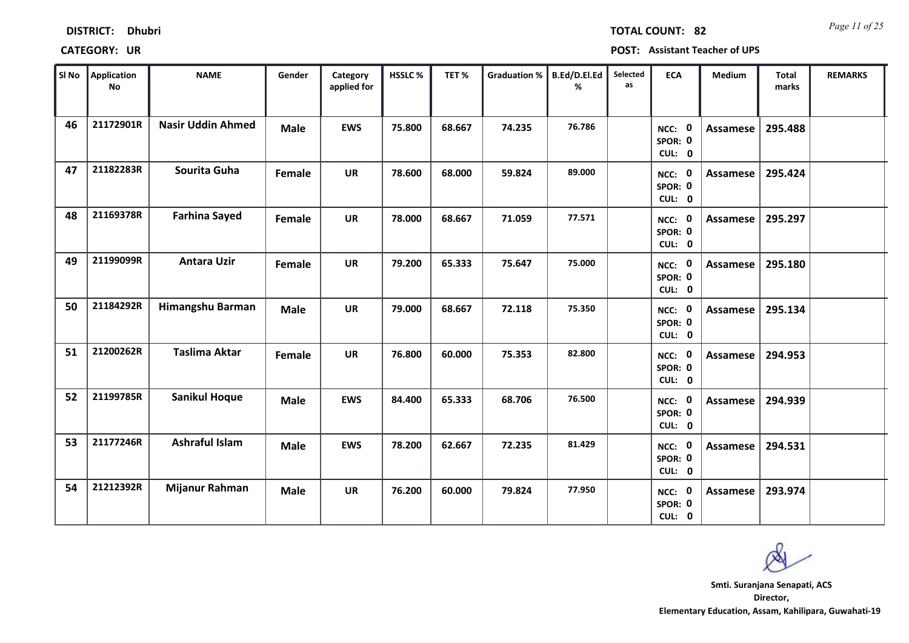**DISTRICT:** Dhubri

**TOTAL COUNT:** 82

**CATEGORY:** UR

**POST:** Assistant Teacher of UPS

| Sl No | Application No | NAME | Gender | Category applied for | HSSLC % | TET % | Graduation % | B.Ed/D.El.Ed % | Selected as | ECA | Medium | Total marks | REMARKS |
|---|---|---|---|---|---|---|---|---|---|---|---|---|---|
| 46 | 21172901R | Nasir Uddin Ahmed | Male | EWS | 75.800 | 68.667 | 74.235 | 76.786 | | NCC: 0 SPOR: 0 CUL: 0 | Assamese | 295.488 | |
| 47 | 21182283R | Sourita Guha | Female | UR | 78.600 | 68.000 | 59.824 | 89.000 | | NCC: 0 SPOR: 0 CUL: 0 | Assamese | 295.424 | |
| 48 | 21169378R | Farhina Sayed | Female | UR | 78.000 | 68.667 | 71.059 | 77.571 | | NCC: 0 SPOR: 0 CUL: 0 | Assamese | 295.297 | |
| 49 | 21199099R | Antara Uzir | Female | UR | 79.200 | 65.333 | 75.647 | 75.000 | | NCC: 0 SPOR: 0 CUL: 0 | Assamese | 295.180 | |
| 50 | 21184292R | Himangshu Barman | Male | UR | 79.000 | 68.667 | 72.118 | 75.350 | | NCC: 0 SPOR: 0 CUL: 0 | Assamese | 295.134 | |
| 51 | 21200262R | Taslima Aktar | Female | UR | 76.800 | 60.000 | 75.353 | 82.800 | | NCC: 0 SPOR: 0 CUL: 0 | Assamese | 294.953 | |
| 52 | 21199785R | Sanikul Hoque | Male | EWS | 84.400 | 65.333 | 68.706 | 76.500 | | NCC: 0 SPOR: 0 CUL: 0 | Assamese | 294.939 | |
| 53 | 21177246R | Ashraful Islam | Male | EWS | 78.200 | 62.667 | 72.235 | 81.429 | | NCC: 0 SPOR: 0 CUL: 0 | Assamese | 294.531 | |
| 54 | 21212392R | Mijanur Rahman | Male | UR | 76.200 | 60.000 | 79.824 | 77.950 | | NCC: 0 SPOR: 0 CUL: 0 | Assamese | 293.974 | |

Smti. Suranjana Senapati, ACS
Director,
Elementary Education, Assam, Kahilipara, Guwahati-19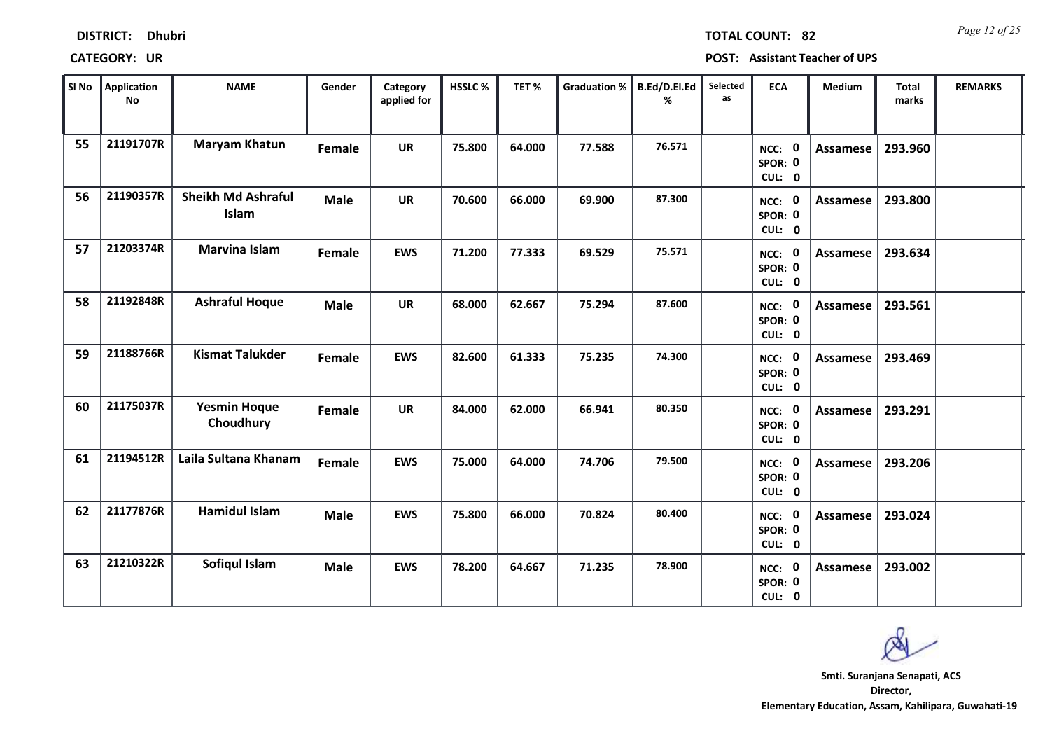**DISTRICT:** Dhubri

**TOTAL COUNT:** 82

**CATEGORY:** UR

**POST:** Assistant Teacher of UPS

| Sl No | Application No | NAME | Gender | Category applied for | HSSLC % | TET % | Graduation % | B.Ed/D.El.Ed % | Selected as | ECA | Medium | Total marks | REMARKS |
|---|---|---|---|---|---|---|---|---|---|---|---|---|---|
| 55 | 21191707R | Maryam Khatun | Female | UR | 75.800 | 64.000 | 77.588 | 76.571 | | NCC: 0 SPOR: 0 CUL: 0 | Assamese | 293.960 | |
| 56 | 21190357R | Sheikh Md Ashraful Islam | Male | UR | 70.600 | 66.000 | 69.900 | 87.300 | | NCC: 0 SPOR: 0 CUL: 0 | Assamese | 293.800 | |
| 57 | 21203374R | Marvina Islam | Female | EWS | 71.200 | 77.333 | 69.529 | 75.571 | | NCC: 0 SPOR: 0 CUL: 0 | Assamese | 293.634 | |
| 58 | 21192848R | Ashraful Hoque | Male | UR | 68.000 | 62.667 | 75.294 | 87.600 | | NCC: 0 SPOR: 0 CUL: 0 | Assamese | 293.561 | |
| 59 | 21188766R | Kismat Talukder | Female | EWS | 82.600 | 61.333 | 75.235 | 74.300 | | NCC: 0 SPOR: 0 CUL: 0 | Assamese | 293.469 | |
| 60 | 21175037R | Yesmin Hoque Choudhury | Female | UR | 84.000 | 62.000 | 66.941 | 80.350 | | NCC: 0 SPOR: 0 CUL: 0 | Assamese | 293.291 | |
| 61 | 21194512R | Laila Sultana Khanam | Female | EWS | 75.000 | 64.000 | 74.706 | 79.500 | | NCC: 0 SPOR: 0 CUL: 0 | Assamese | 293.206 | |
| 62 | 21177876R | Hamidul Islam | Male | EWS | 75.800 | 66.000 | 70.824 | 80.400 | | NCC: 0 SPOR: 0 CUL: 0 | Assamese | 293.024 | |
| 63 | 21210322R | Sofiqul Islam | Male | EWS | 78.200 | 64.667 | 71.235 | 78.900 | | NCC: 0 SPOR: 0 CUL: 0 | Assamese | 293.002 | |

**Smt. Suranjana Senapati, ACS**
**Director,**
**Elementary Education, Assam, Kahilipara, Guwahati-19**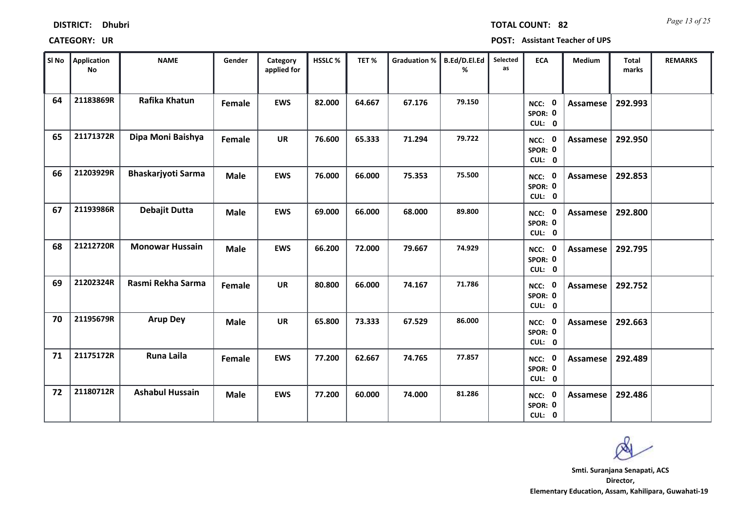**DISTRICT:** Dhubri

**TOTAL COUNT:** 82

**CATEGORY:** UR

**POST:** Assistant Teacher of UPS

| Sl No | Application No | NAME | Gender | Category applied for | HSSLC % | TET % | Graduation % | B.Ed/D.El.Ed % | Selected as | ECA | Medium | Total marks | REMARKS |
|---|---|---|---|---|---|---|---|---|---|---|---|---|---|
| 64 | 21183869R | Rafika Khatun | Female | EWS | 82.000 | 64.667 | 67.176 | 79.150 | | NCC: 0 SPOR: 0 CUL: 0 | Assamese | 292.993 | |
| 65 | 21171372R | Dipa Moni Baishya | Female | UR | 76.600 | 65.333 | 71.294 | 79.722 | | NCC: 0 SPOR: 0 CUL: 0 | Assamese | 292.950 | |
| 66 | 21203929R | Bhaskarjyoti Sarma | Male | EWS | 76.000 | 66.000 | 75.353 | 75.500 | | NCC: 0 SPOR: 0 CUL: 0 | Assamese | 292.853 | |
| 67 | 21193986R | Debajit Dutta | Male | EWS | 69.000 | 66.000 | 68.000 | 89.800 | | NCC: 0 SPOR: 0 CUL: 0 | Assamese | 292.800 | |
| 68 | 21212720R | Monowar Hussain | Male | EWS | 66.200 | 72.000 | 79.667 | 74.929 | | NCC: 0 SPOR: 0 CUL: 0 | Assamese | 292.795 | |
| 69 | 21202324R | Rasmi Rekha Sarma | Female | UR | 80.800 | 66.000 | 74.167 | 71.786 | | NCC: 0 SPOR: 0 CUL: 0 | Assamese | 292.752 | |
| 70 | 21195679R | Arup Dey | Male | UR | 65.800 | 73.333 | 67.529 | 86.000 | | NCC: 0 SPOR: 0 CUL: 0 | Assamese | 292.663 | |
| 71 | 21175172R | Runa Laila | Female | EWS | 77.200 | 62.667 | 74.765 | 77.857 | | NCC: 0 SPOR: 0 CUL: 0 | Assamese | 292.489 | |
| 72 | 21180712R | Ashabul Hussain | Male | EWS | 77.200 | 60.000 | 74.000 | 81.286 | | NCC: 0 SPOR: 0 CUL: 0 | Assamese | 292.486 | |

**Smti. Suranjana Senapati, ACS**
**Director,**
**Elementary Education, Assam, Kahilipara, Guwahati-19**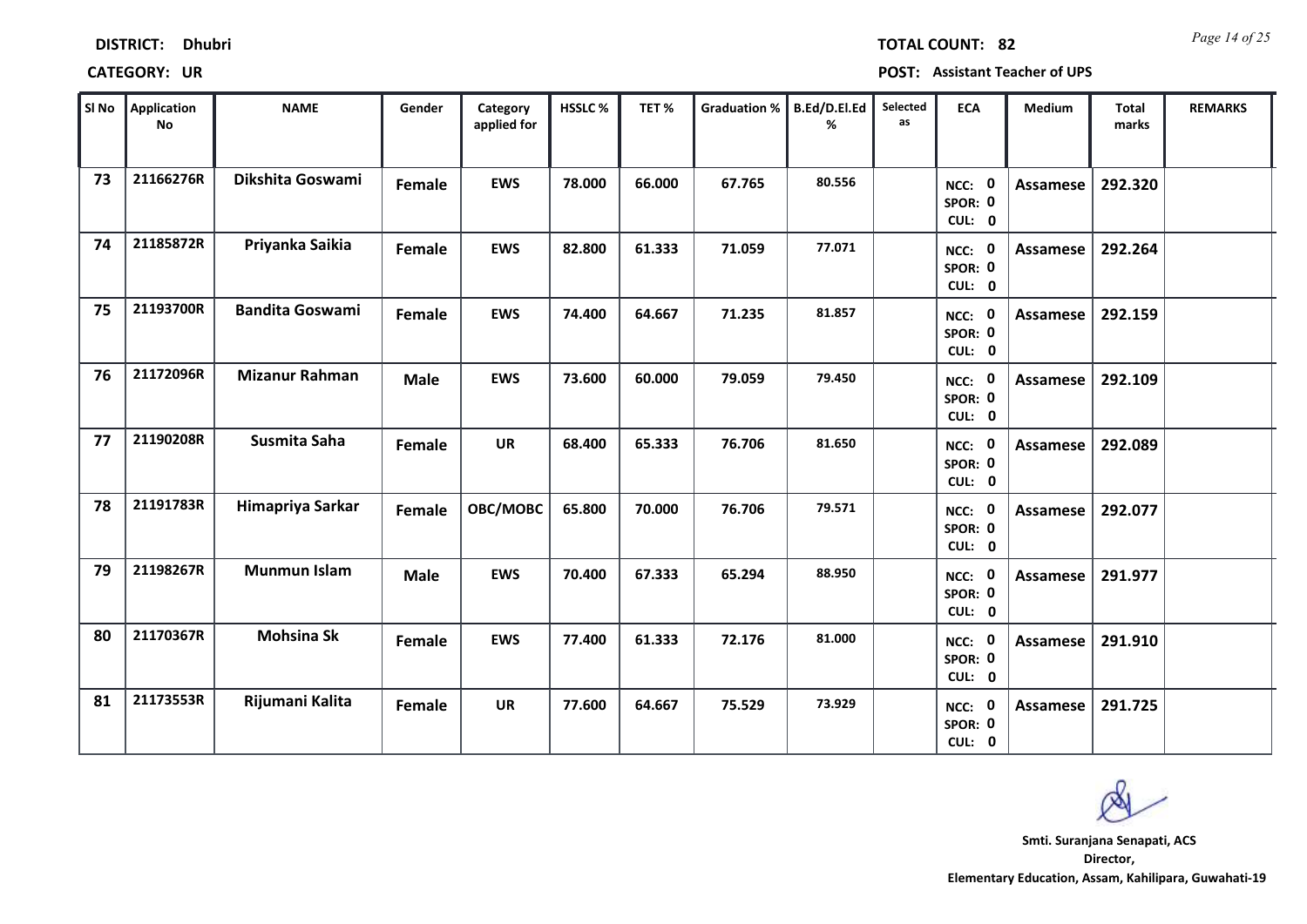**DISTRICT:** Dhubri **TOTAL COUNT:** 82

**CATEGORY:** UR **POST:** Assistant Teacher of UPS

| Sl No | Application No | NAME | Gender | Category applied for | HSSLC % | TET % | Graduation % | B.Ed/D.El.Ed % | Selected as | ECA | Medium | Total marks | REMARKS |
|---|---|---|---|---|---|---|---|---|---|---|---|---|---|
| 73 | 21166276R | Dikshita Goswami | Female | EWS | 78.000 | 66.000 | 67.765 | 80.556 | | NCC: 0 SPOR: 0 CUL: 0 | Assamese | 292.320 | |
| 74 | 21185872R | Priyanka Saikia | Female | EWS | 82.800 | 61.333 | 71.059 | 77.071 | | NCC: 0 SPOR: 0 CUL: 0 | Assamese | 292.264 | |
| 75 | 21193700R | Bandita Goswami | Female | EWS | 74.400 | 64.667 | 71.235 | 81.857 | | NCC: 0 SPOR: 0 CUL: 0 | Assamese | 292.159 | |
| 76 | 21172096R | Mizanur Rahman | Male | EWS | 73.600 | 60.000 | 79.059 | 79.450 | | NCC: 0 SPOR: 0 CUL: 0 | Assamese | 292.109 | |
| 77 | 21190208R | Susmita Saha | Female | UR | 68.400 | 65.333 | 76.706 | 81.650 | | NCC: 0 SPOR: 0 CUL: 0 | Assamese | 292.089 | |
| 78 | 21191783R | Himapriya Sarkar | Female | OBC/MOBC | 65.800 | 70.000 | 76.706 | 79.571 | | NCC: 0 SPOR: 0 CUL: 0 | Assamese | 292.077 | |
| 79 | 21198267R | Munmun Islam | Male | EWS | 70.400 | 67.333 | 65.294 | 88.950 | | NCC: 0 SPOR: 0 CUL: 0 | Assamese | 291.977 | |
| 80 | 21170367R | Mohsina Sk | Female | EWS | 77.400 | 61.333 | 72.176 | 81.000 | | NCC: 0 SPOR: 0 CUL: 0 | Assamese | 291.910 | |
| 81 | 21173553R | Rijumani Kalita | Female | UR | 77.600 | 64.667 | 75.529 | 73.929 | | NCC: 0 SPOR: 0 CUL: 0 | Assamese | 291.725 | |

**Smt. Suranjana Senapati, ACS**
**Director,**
**Elementary Education, Assam, Kahilipara, Guwahati-19**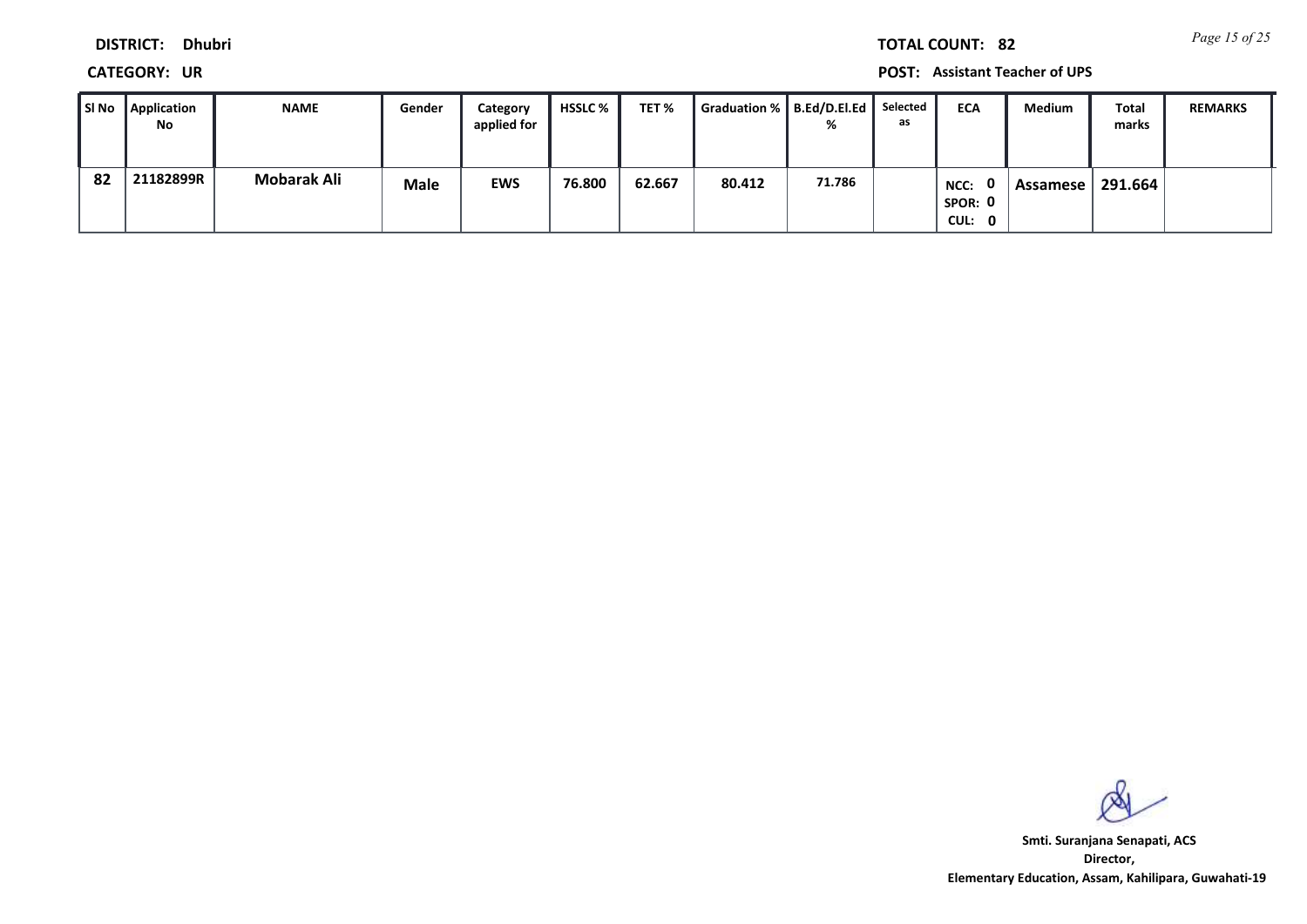**DISTRICT:** Dhubri

**CATEGORY:** UR

**TOTAL COUNT:** 82

**POST:** Assistant Teacher of UPS

| Sl No | Application No | NAME | Gender | Category applied for | HSSLC % | TET % | Graduation % | B.Ed/D.El.Ed % | Selected as | ECA | Medium | Total marks | REMARKS |
|---|---|---|---|---|---|---|---|---|---|---|---|---|---|
| 82 | 21182899R | Mobarak Ali | Male | EWS | 76.800 | 62.667 | 80.412 | 71.786 | | NCC: 0 SPOR: 0 CUL: 0 | Assamese | 291.664 | |

**Smti. Suranjana Senapati, ACS**
**Director,**
**Elementary Education, Assam, Kahilipara, Guwahati-19**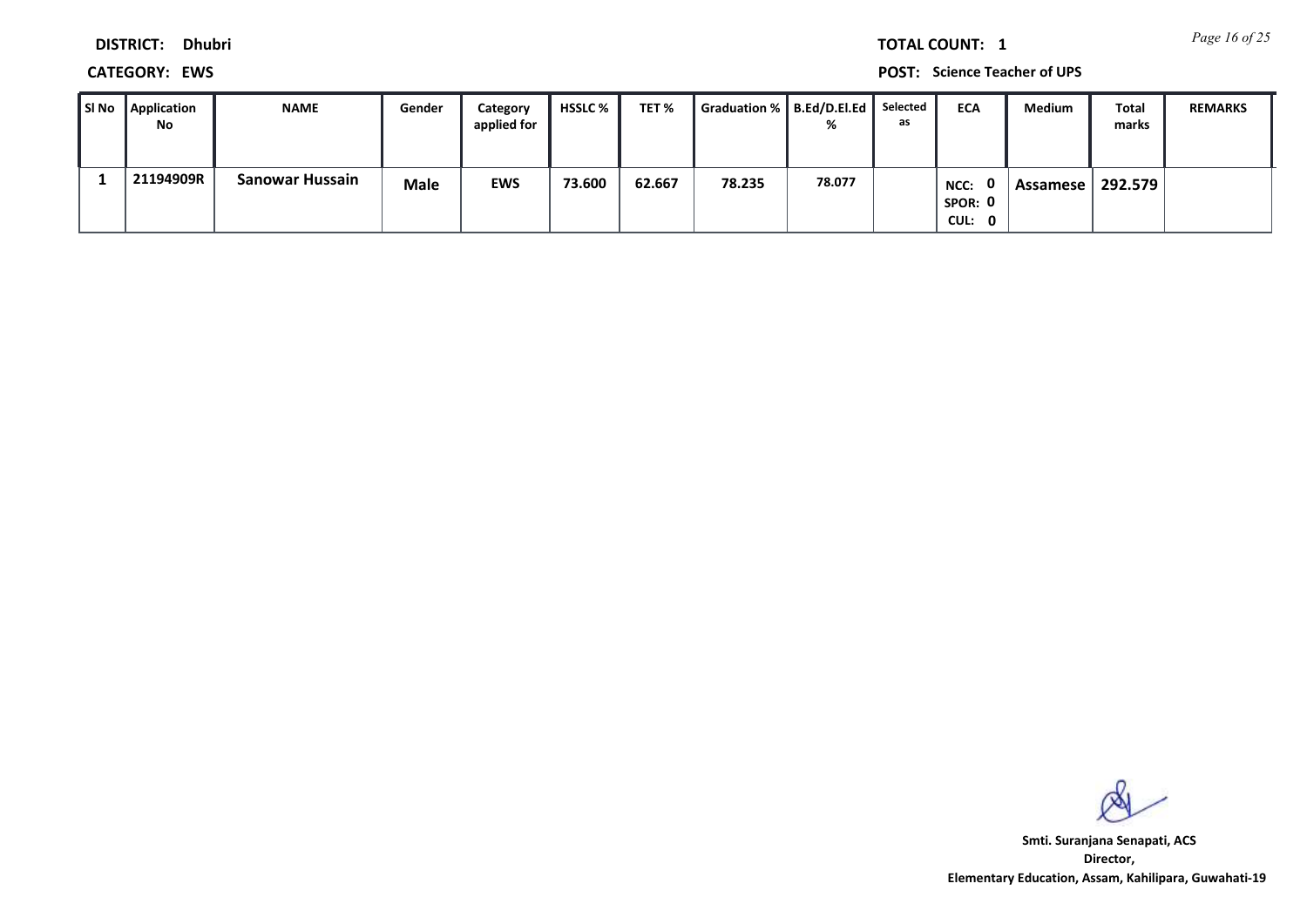**DISTRICT:** Dhubri

**TOTAL COUNT:** 1

**CATEGORY:** EWS

**POST:** Science Teacher of UPS

| Sl No | Application No | NAME | Gender | Category applied for | HSSLC % | TET % | Graduation % | B.Ed/D.El.Ed % | Selected as | ECA | Medium | Total marks | REMARKS |
|---|---|---|---|---|---|---|---|---|---|---|---|---|---|
| 1 | 21194909R | Sanowar Hussain | Male | EWS | 73.600 | 62.667 | 78.235 | 78.077 | | NCC: 0 SPOR: 0 CUL: 0 | Assamese | 292.579 | |

**Smt. Suranjana Senapati, ACS**
**Director,**
**Elementary Education, Assam, Kahilipara, Guwahati-19**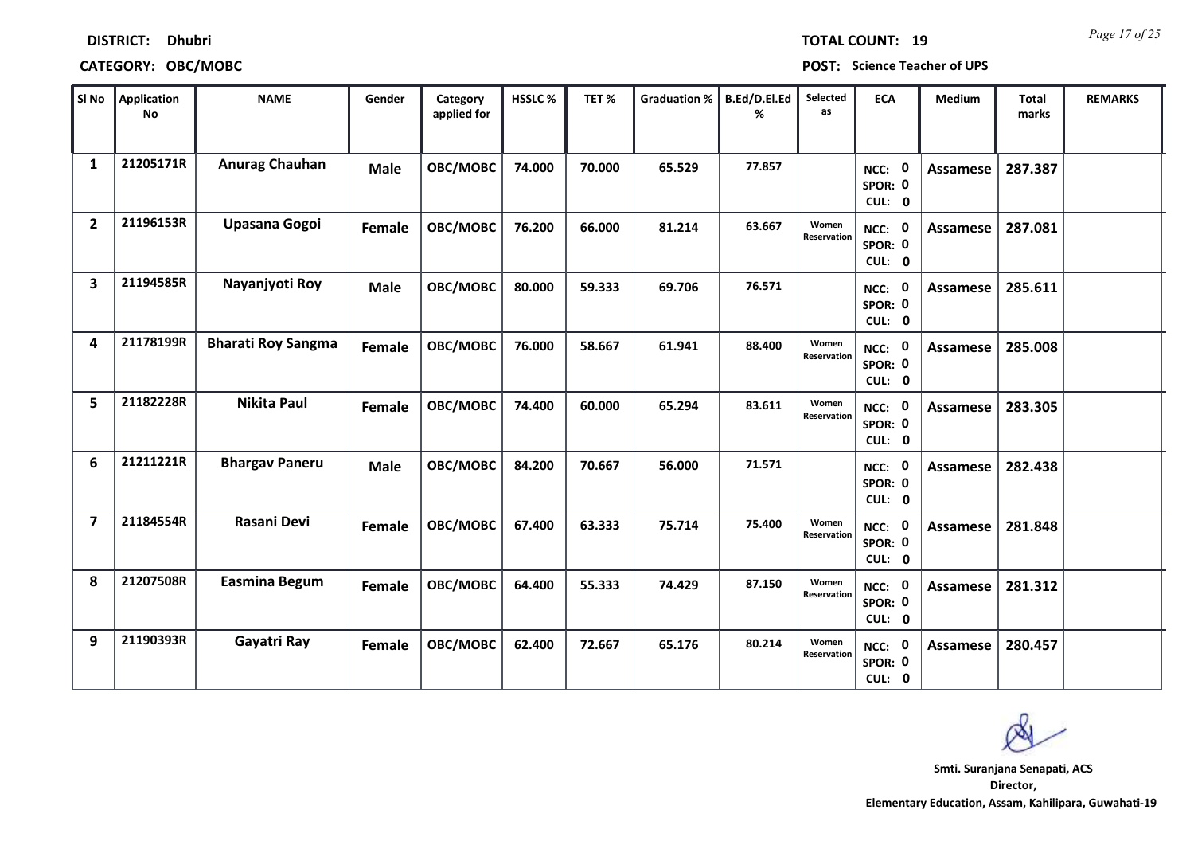**DISTRICT: Dhubri**

**TOTAL COUNT: 19**

**CATEGORY: OBC/MOBC**

**POST: Science Teacher of UPS**

| Sl No | Application No | NAME | Gender | Category applied for | HSSLC % | TET % | Graduation % | B.Ed/D.El.Ed % | Selected as | ECA | Medium | Total marks | REMARKS |
|---|---|---|---|---|---|---|---|---|---|---|---|---|---|
| 1 | 21205171R | Anurag Chauhan | Male | OBC/MOBC | 74.000 | 70.000 | 65.529 | 77.857 | | NCC: 0 SPOR: 0 CUL: 0 | Assamese | 287.387 | |
| 2 | 21196153R | Upasana Gogoi | Female | OBC/MOBC | 76.200 | 66.000 | 81.214 | 63.667 | Women Reservation | NCC: 0 SPOR: 0 CUL: 0 | Assamese | 287.081 | |
| 3 | 21194585R | Nayanjyoti Roy | Male | OBC/MOBC | 80.000 | 59.333 | 69.706 | 76.571 | | NCC: 0 SPOR: 0 CUL: 0 | Assamese | 285.611 | |
| 4 | 21178199R | Bharati Roy Sangma | Female | OBC/MOBC | 76.000 | 58.667 | 61.941 | 88.400 | Women Reservation | NCC: 0 SPOR: 0 CUL: 0 | Assamese | 285.008 | |
| 5 | 21182228R | Nikita Paul | Female | OBC/MOBC | 74.400 | 60.000 | 65.294 | 83.611 | Women Reservation | NCC: 0 SPOR: 0 CUL: 0 | Assamese | 283.305 | |
| 6 | 21211221R | Bhargav Paneru | Male | OBC/MOBC | 84.200 | 70.667 | 56.000 | 71.571 | | NCC: 0 SPOR: 0 CUL: 0 | Assamese | 282.438 | |
| 7 | 21184554R | Rasani Devi | Female | OBC/MOBC | 67.400 | 63.333 | 75.714 | 75.400 | Women Reservation | NCC: 0 SPOR: 0 CUL: 0 | Assamese | 281.848 | |
| 8 | 21207508R | Easmina Begum | Female | OBC/MOBC | 64.400 | 55.333 | 74.429 | 87.150 | Women Reservation | NCC: 0 SPOR: 0 CUL: 0 | Assamese | 281.312 | |
| 9 | 21190393R | Gayatri Ray | Female | OBC/MOBC | 62.400 | 72.667 | 65.176 | 80.214 | Women Reservation | NCC: 0 SPOR: 0 CUL: 0 | Assamese | 280.457 | |

**Smti. Suranjana Senapati, ACS**
**Director,**
**Elementary Education, Assam, Kahilipara, Guwahati-19**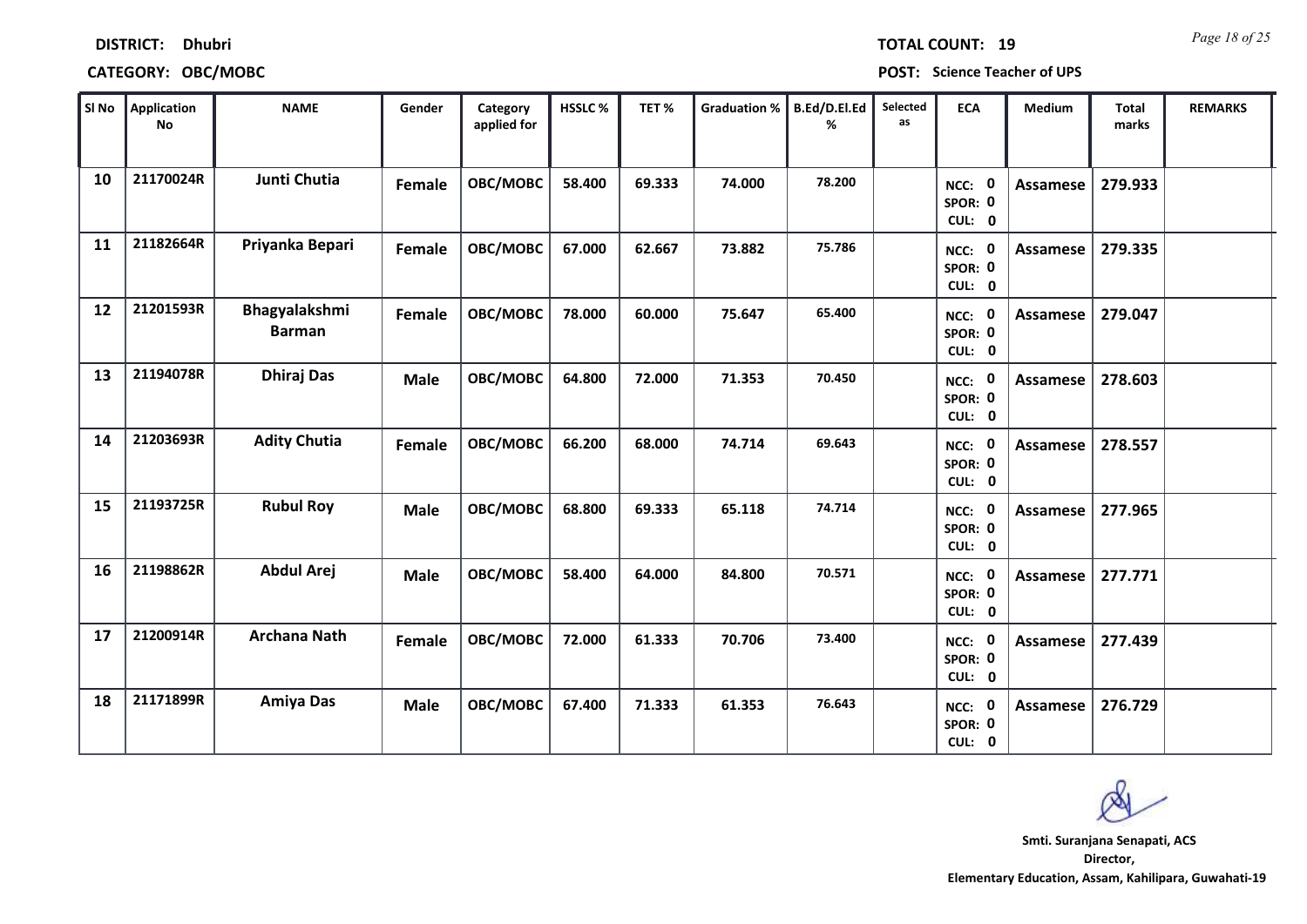**DISTRICT:** Dhubri **TOTAL COUNT:** 19

**CATEGORY:** OBC/MOBC **POST:** Science Teacher of UPS

| Sl No | Application No | NAME | Gender | Category applied for | HSSLC % | TET % | Graduation % | B.Ed/D.El.Ed % | Selected as | ECA | Medium | Total marks | REMARKS |
|---|---|---|---|---|---|---|---|---|---|---|---|---|---|
| 10 | 21170024R | Junti Chutia | Female | OBC/MOBC | 58.400 | 69.333 | 74.000 | 78.200 | | NCC: 0 SPOR: 0 CUL: 0 | Assamese | 279.933 | |
| 11 | 21182664R | Priyanka Bepari | Female | OBC/MOBC | 67.000 | 62.667 | 73.882 | 75.786 | | NCC: 0 SPOR: 0 CUL: 0 | Assamese | 279.335 | |
| 12 | 21201593R | Bhagyalakshmi Barman | Female | OBC/MOBC | 78.000 | 60.000 | 75.647 | 65.400 | | NCC: 0 SPOR: 0 CUL: 0 | Assamese | 279.047 | |
| 13 | 21194078R | Dhiraj Das | Male | OBC/MOBC | 64.800 | 72.000 | 71.353 | 70.450 | | NCC: 0 SPOR: 0 CUL: 0 | Assamese | 278.603 | |
| 14 | 21203693R | Adity Chutia | Female | OBC/MOBC | 66.200 | 68.000 | 74.714 | 69.643 | | NCC: 0 SPOR: 0 CUL: 0 | Assamese | 278.557 | |
| 15 | 21193725R | Rubul Roy | Male | OBC/MOBC | 68.800 | 69.333 | 65.118 | 74.714 | | NCC: 0 SPOR: 0 CUL: 0 | Assamese | 277.965 | |
| 16 | 21198862R | Abdul Arej | Male | OBC/MOBC | 58.400 | 64.000 | 84.800 | 70.571 | | NCC: 0 SPOR: 0 CUL: 0 | Assamese | 277.771 | |
| 17 | 21200914R | Archana Nath | Female | OBC/MOBC | 72.000 | 61.333 | 70.706 | 73.400 | | NCC: 0 SPOR: 0 CUL: 0 | Assamese | 277.439 | |
| 18 | 21171899R | Amiya Das | Male | OBC/MOBC | 67.400 | 71.333 | 61.353 | 76.643 | | NCC: 0 SPOR: 0 CUL: 0 | Assamese | 276.729 | |

**Smti. Suranjana Senapati, ACS**
**Director,**
**Elementary Education, Assam, Kahilipara, Guwahati-19**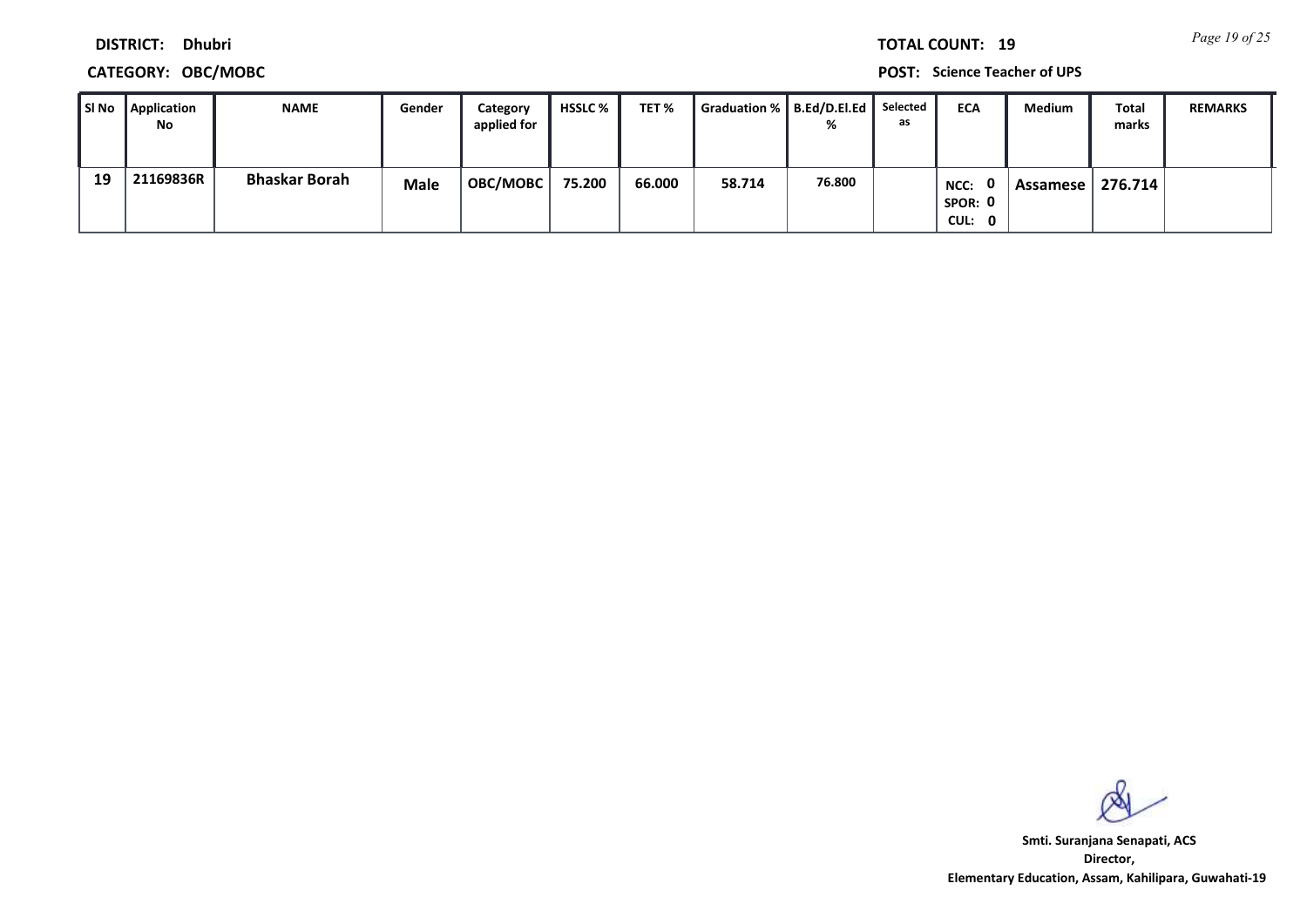**DISTRICT:** Dhubri

**CATEGORY:** OBC/MOBC

**TOTAL COUNT:** 19

**POST:** Science Teacher of UPS

| Sl No | Application No | NAME | Gender | Category applied for | HSSLC % | TET % | Graduation % | B.Ed/D.El.Ed % | Selected as | ECA | Medium | Total marks | REMARKS |
|---|---|---|---|---|---|---|---|---|---|---|---|---|---|
| 19 | 21169836R | Bhaskar Borah | Male | OBC/MOBC | 75.200 | 66.000 | 58.714 | 76.800 | | NCC: 0 SPOR: 0 CUL: 0 | Assamese | 276.714 | |

Smti. Suranjana Senapati, ACS
Director,
Elementary Education, Assam, Kahilipara, Guwahati-19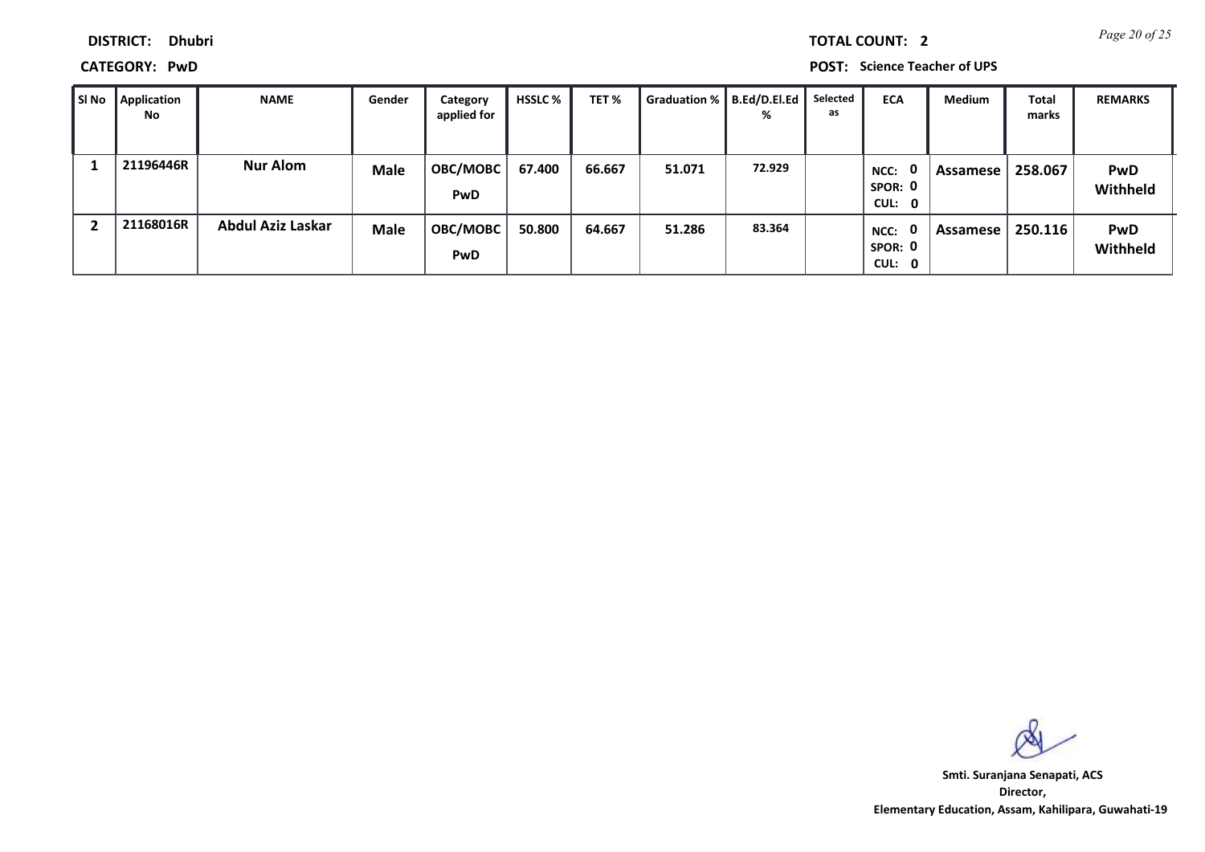**DISTRICT:** Dhubri

**TOTAL COUNT:** 2

**CATEGORY:** PwD

**POST:** Science Teacher of UPS

| Sl No | Application No | NAME | Gender | Category applied for | HSSLC % | TET % | Graduation % | B.Ed/D.El.Ed % | Selected as | ECA | Medium | Total marks | REMARKS |
|---|---|---|---|---|---|---|---|---|---|---|---|---|---|
| 1 | 21196446R | Nur Alom | Male | OBC/MOBC PwD | 67.400 | 66.667 | 51.071 | 72.929 | | NCC: 0 SPOR: 0 CUL: 0 | Assamese | 258.067 | PwD Withheld |
| 2 | 21168016R | Abdul Aziz Laskar | Male | OBC/MOBC PwD | 50.800 | 64.667 | 51.286 | 83.364 | | NCC: 0 SPOR: 0 CUL: 0 | Assamese | 250.116 | PwD Withheld |

**Smti. Suranjana Senapati, ACS**
**Director,**
**Elementary Education, Assam, Kahilipara, Guwahati-19**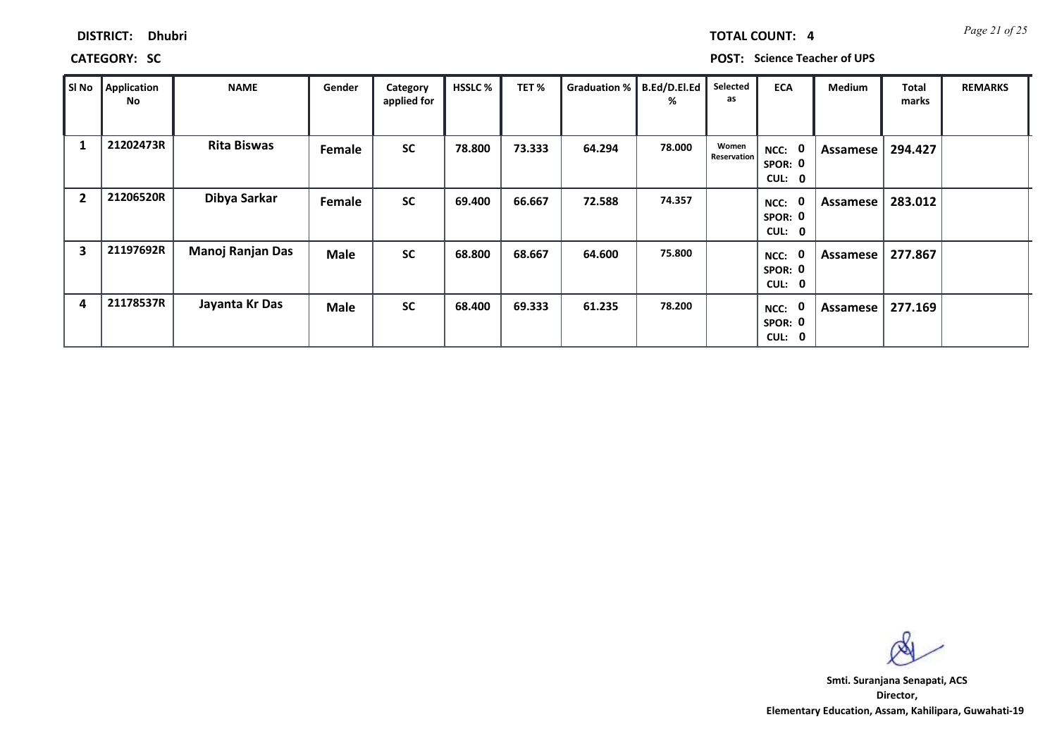**DISTRICT:** Dhubri

**TOTAL COUNT:** 4

**CATEGORY:** SC

**POST:** Science Teacher of UPS

| Sl No | Application No | NAME | Gender | Category applied for | HSSLC % | TET % | Graduation % | B.Ed/D.El.Ed % | Selected as | ECA | Medium | Total marks | REMARKS |
|---|---|---|---|---|---|---|---|---|---|---|---|---|---|
| 1 | 21202473R | Rita Biswas | Female | SC | 78.800 | 73.333 | 64.294 | 78.000 | Women Reservation | NCC: 0 SPOR: 0 CUL: 0 | Assamese | 294.427 | |
| 2 | 21206520R | Dibya Sarkar | Female | SC | 69.400 | 66.667 | 72.588 | 74.357 | | NCC: 0 SPOR: 0 CUL: 0 | Assamese | 283.012 | |
| 3 | 21197692R | Manoj Ranjan Das | Male | SC | 68.800 | 68.667 | 64.600 | 75.800 | | NCC: 0 SPOR: 0 CUL: 0 | Assamese | 277.867 | |
| 4 | 21178537R | Jayanta Kr Das | Male | SC | 68.400 | 69.333 | 61.235 | 78.200 | | NCC: 0 SPOR: 0 CUL: 0 | Assamese | 277.169 | |

Smti. Suranjana Senapati, ACS
Director,
Elementary Education, Assam, Kahilipara, Guwahati-19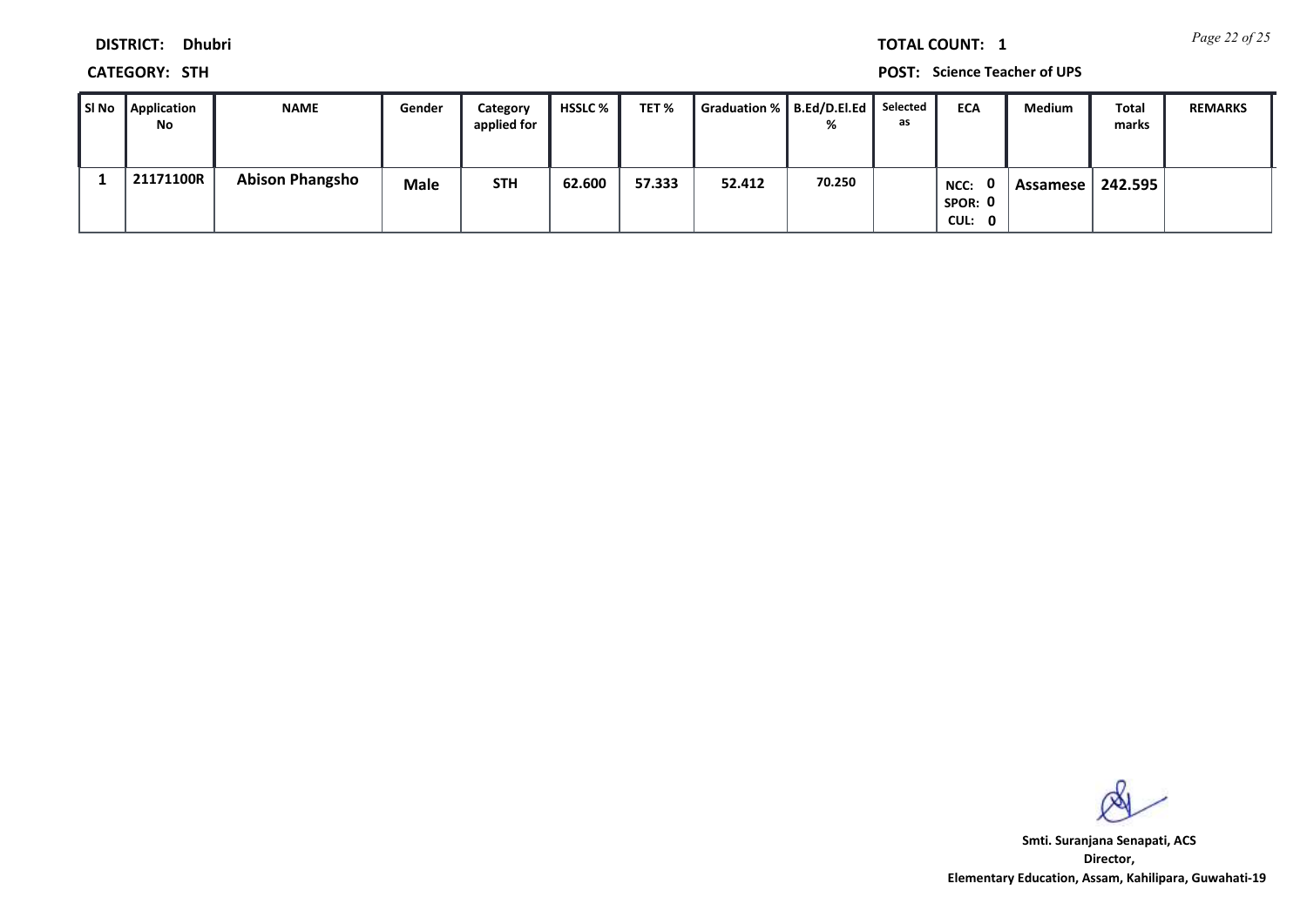**DISTRICT:** Dhubri

**TOTAL COUNT:** 1

**CATEGORY:** STH

**POST:** Science Teacher of UPS

| Sl No | Application No | NAME | Gender | Category applied for | HSSLC % | TET % | Graduation % | B.Ed/D.El.Ed % | Selected as | ECA | Medium | Total marks | REMARKS |
|---|---|---|---|---|---|---|---|---|---|---|---|---|---|
| 1 | 21171100R | Abison Phangsho | Male | STH | 62.600 | 57.333 | 52.412 | 70.250 | | NCC: 0 SPOR: 0 CUL: 0 | Assamese | 242.595 | |

**Smti. Suranjana Senapati, ACS**
**Director,**
**Elementary Education, Assam, Kahilipara, Guwahati-19**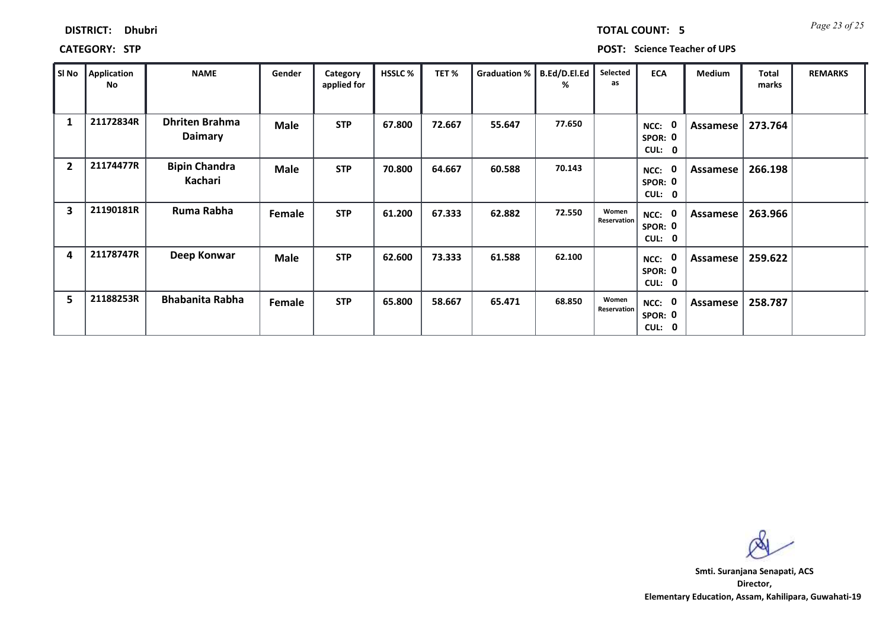**DISTRICT: Dhubri** **TOTAL COUNT: 5**

**CATEGORY: STP** **POST: Science Teacher of UPS**

| Sl No | Application No | NAME | Gender | Category applied for | HSSLC % | TET % | Graduation % | B.Ed/D.El.Ed % | Selected as | ECA | Medium | Total marks | REMARKS |
|---|---|---|---|---|---|---|---|---|---|---|---|---|---|
| 1 | 21172834R | Dhriten Brahma Daimary | Male | STP | 67.800 | 72.667 | 55.647 | 77.650 | | NCC: 0 SPOR: 0 CUL: 0 | Assamese | 273.764 | |
| 2 | 21174477R | Bipin Chandra Kachari | Male | STP | 70.800 | 64.667 | 60.588 | 70.143 | | NCC: 0 SPOR: 0 CUL: 0 | Assamese | 266.198 | |
| 3 | 21190181R | Ruma Rabha | Female | STP | 61.200 | 67.333 | 62.882 | 72.550 | Women Reservation | NCC: 0 SPOR: 0 CUL: 0 | Assamese | 263.966 | |
| 4 | 21178747R | Deep Konwar | Male | STP | 62.600 | 73.333 | 61.588 | 62.100 | | NCC: 0 SPOR: 0 CUL: 0 | Assamese | 259.622 | |
| 5 | 21188253R | Bhabanita Rabha | Female | STP | 65.800 | 58.667 | 65.471 | 68.850 | Women Reservation | NCC: 0 SPOR: 0 CUL: 0 | Assamese | 258.787 | |

**Smti. Suranjana Senapati, ACS**
**Director,**
**Elementary Education, Assam, Kahilipara, Guwahati-19**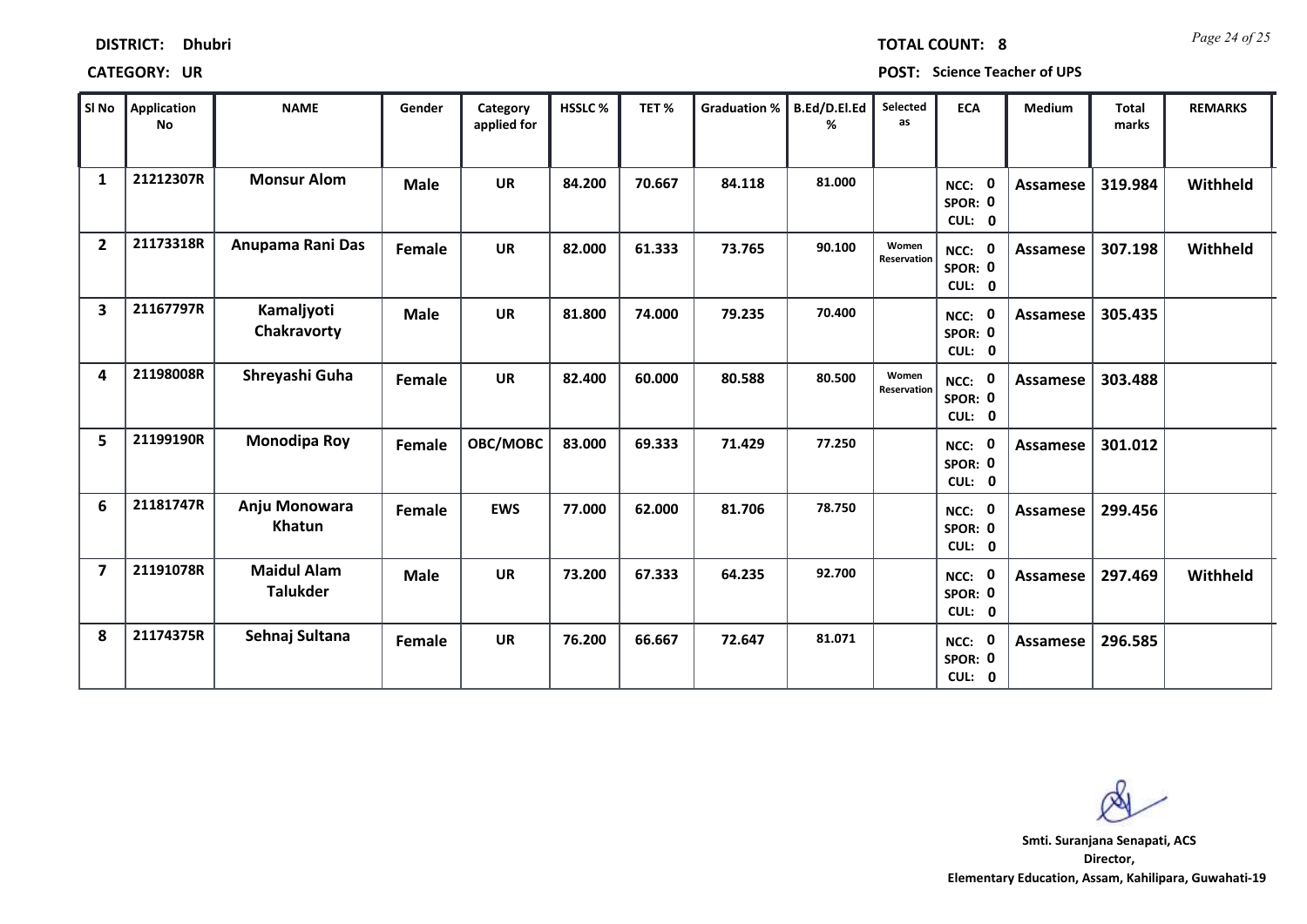**DISTRICT:** Dhubri

**TOTAL COUNT:** 8

**CATEGORY:** UR

**POST:** Science Teacher of UPS

| Sl No | Application No | NAME | Gender | Category applied for | HSSLC % | TET % | Graduation % | B.Ed/D.El.Ed % | Selected as | ECA | Medium | Total marks | REMARKS |
|---|---|---|---|---|---|---|---|---|---|---|---|---|---|
| 1 | 21212307R | Monsur Alom | Male | UR | 84.200 | 70.667 | 84.118 | 81.000 | | NCC: 0 SPOR: 0 CUL: 0 | Assamese | 319.984 | Withheld |
| 2 | 21173318R | Anupama Rani Das | Female | UR | 82.000 | 61.333 | 73.765 | 90.100 | Women Reservation | NCC: 0 SPOR: 0 CUL: 0 | Assamese | 307.198 | Withheld |
| 3 | 21167797R | Kamaljyoti Chakravorty | Male | UR | 81.800 | 74.000 | 79.235 | 70.400 | | NCC: 0 SPOR: 0 CUL: 0 | Assamese | 305.435 | |
| 4 | 21198008R | Shreyashi Guha | Female | UR | 82.400 | 60.000 | 80.588 | 80.500 | Women Reservation | NCC: 0 SPOR: 0 CUL: 0 | Assamese | 303.488 | |
| 5 | 21199190R | Monodipa Roy | Female | OBC/MOBC | 83.000 | 69.333 | 71.429 | 77.250 | | NCC: 0 SPOR: 0 CUL: 0 | Assamese | 301.012 | |
| 6 | 21181747R | Anju Monowara Khatun | Female | EWS | 77.000 | 62.000 | 81.706 | 78.750 | | NCC: 0 SPOR: 0 CUL: 0 | Assamese | 299.456 | |
| 7 | 21191078R | Maidul Alam Talukder | Male | UR | 73.200 | 67.333 | 64.235 | 92.700 | | NCC: 0 SPOR: 0 CUL: 0 | Assamese | 297.469 | Withheld |
| 8 | 21174375R | Sehnaj Sultana | Female | UR | 76.200 | 66.667 | 72.647 | 81.071 | | NCC: 0 SPOR: 0 CUL: 0 | Assamese | 296.585 | |

**Smti. Suranjana Senapati, ACS**
**Director,**
**Elementary Education, Assam, Kahilipara, Guwahati-19**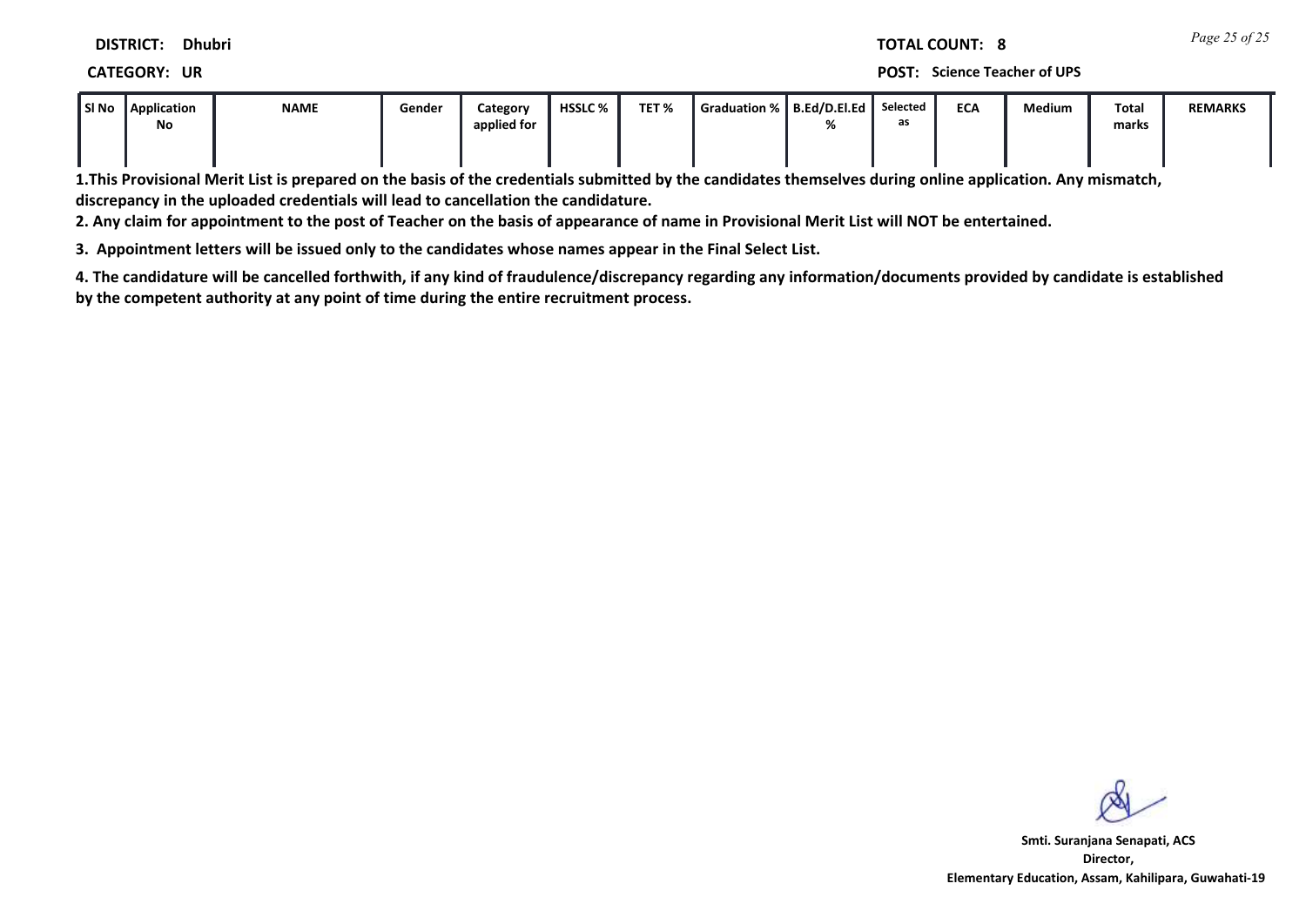**DISTRICT:** Dhubri

**TOTAL COUNT:** 8

**CATEGORY:** UR

**POST:** Science Teacher of UPS

| Sl No | Application No | NAME | Gender | Category applied for | HSSLC % | TET % | Graduation % | B.Ed/D.El.Ed % | Selected as | ECA | Medium | Total marks | REMARKS |
|---|---|---|---|---|---|---|---|---|---|---|---|---|---|

**1.This Provisional Merit List is prepared on the basis of the credentials submitted by the candidates themselves during online application. Any mismatch, discrepancy in the uploaded credentials will lead to cancellation the candidature.**

**2. Any claim for appointment to the post of Teacher on the basis of appearance of name in Provisional Merit List will NOT be entertained.**

**3. Appointment letters will be issued only to the candidates whose names appear in the Final Select List.**

**4. The candidature will be cancelled forthwith, if any kind of fraudulence/discrepancy regarding any information/documents provided by candidate is established by the competent authority at any point of time during the entire recruitment process.**

**Smti. Suranjana Senapati, ACS**
**Director,**
**Elementary Education, Assam, Kahilipara, Guwahati-19**